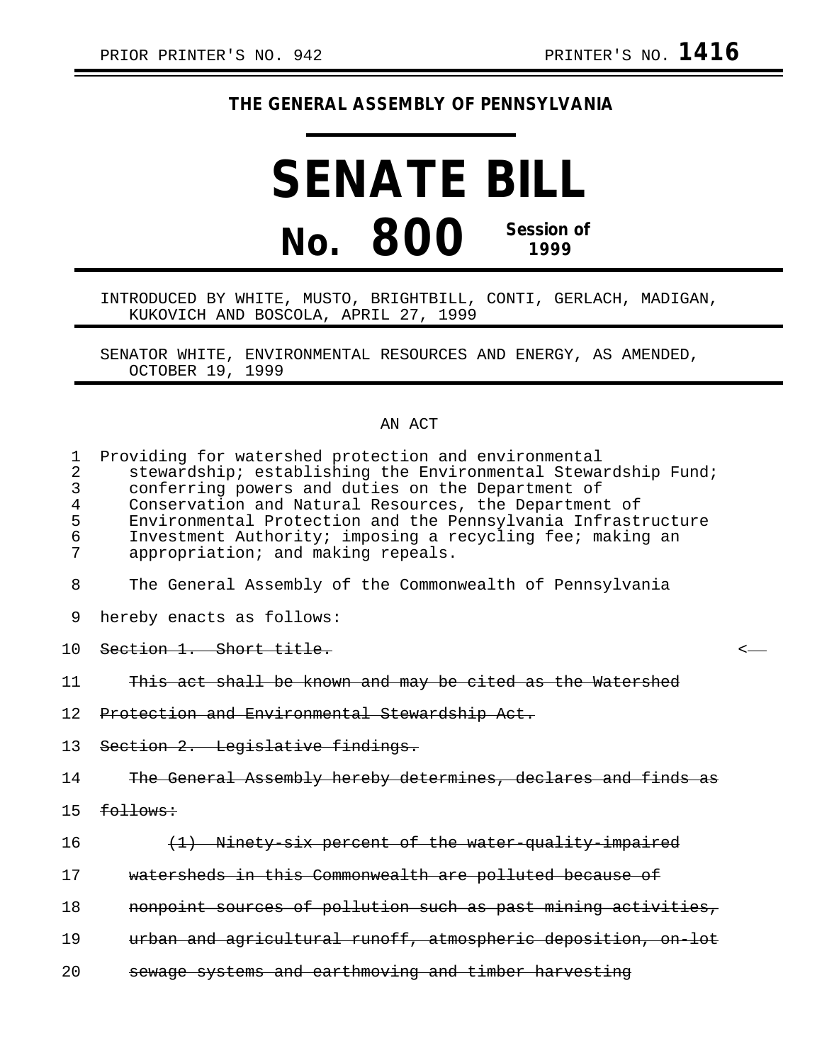PRIOR PRINTER'S NO. 942 PRINTER'S NO. **1416**

**THE GENERAL ASSEMBLY OF PENNSYLVANIA**

# SENATE BILL

# No. 800 Session of 1999

INTRODUCED BY WHITE, MUSTO, BRIGHTBILL, CONTI, GERLACH, MADIGAN, KUKOVICH AND BOSCOLA, APRIL 27, 1999

SENATOR WHITE, ENVIRONMENTAL RESOURCES AND ENERGY, AS AMENDED, OCTOBER 19, 1999

AN ACT

Providing for watershed protection and environmental stewardship; establishing the Environmental Stewardship Fund; conferring powers and duties on the Department of Conservation and Natural Resources, the Department of Environmental Protection and the Pennsylvania Infrastructure Investment Authority; imposing a recycling fee; making an appropriation; and making repeals.

The General Assembly of the Commonwealth of Pennsylvania hereby enacts as follows:

~~Section 1. Short title.~~

~~This act shall be known and may be cited as the Watershed Protection and Environmental Stewardship Act.~~

~~Section 2. Legislative findings.~~

~~The General Assembly hereby determines, declares and finds as follows:~~

~~(1) Ninety-six percent of the water-quality-impaired watersheds in this Commonwealth are polluted because of nonpoint sources of pollution such as past mining activities, urban and agricultural runoff, atmospheric deposition, on-lot sewage systems and earthmoving and timber harvesting~~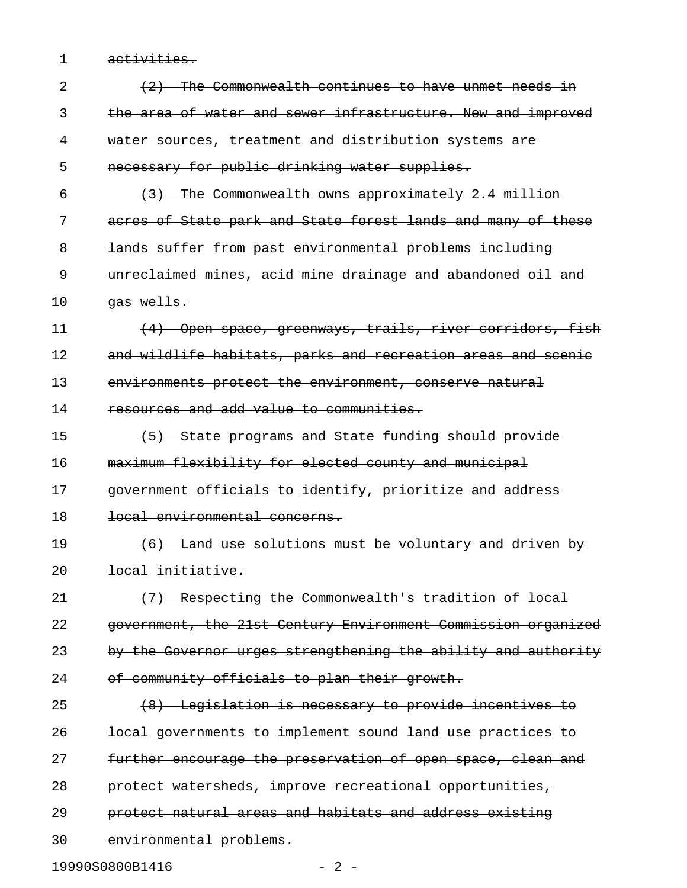~~activities.~~

~~(2) The Commonwealth continues to have unmet needs in the area of water and sewer infrastructure. New and improved water sources, treatment and distribution systems are necessary for public drinking water supplies.~~

~~(3) The Commonwealth owns approximately 2.4 million acres of State park and State forest lands and many of these lands suffer from past environmental problems including unreclaimed mines, acid mine drainage and abandoned oil and gas wells.~~

~~(4) Open space, greenways, trails, river corridors, fish and wildlife habitats, parks and recreation areas and scenic environments protect the environment, conserve natural resources and add value to communities.~~

~~(5) State programs and State funding should provide maximum flexibility for elected county and municipal government officials to identify, prioritize and address local environmental concerns.~~

~~(6) Land use solutions must be voluntary and driven by local initiative.~~

~~(7) Respecting the Commonwealth's tradition of local government, the 21st Century Environment Commission organized by the Governor urges strengthening the ability and authority of community officials to plan their growth.~~

~~(8) Legislation is necessary to provide incentives to local governments to implement sound land use practices to further encourage the preservation of open space, clean and protect watersheds, improve recreational opportunities, protect natural areas and habitats and address existing environmental problems.~~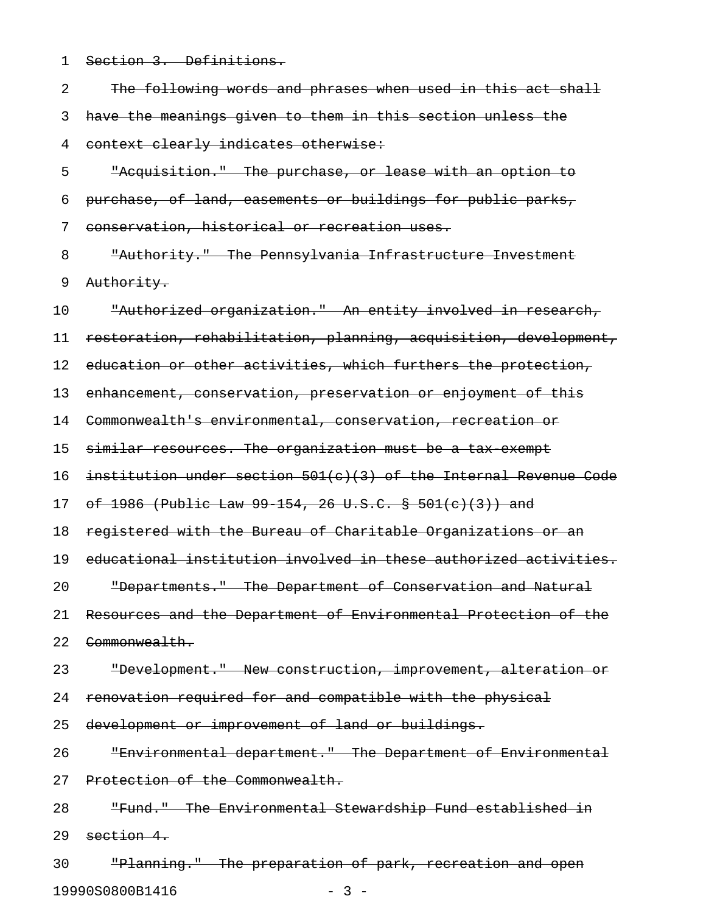~~Section 3. Definitions.~~

~~The following words and phrases when used in this act shall have the meanings given to them in this section unless the context clearly indicates otherwise:~~

~~"Acquisition." The purchase, or lease with an option to purchase, of land, easements or buildings for public parks, conservation, historical or recreation uses.~~

~~"Authority." The Pennsylvania Infrastructure Investment Authority.~~

~~"Authorized organization." An entity involved in research, restoration, rehabilitation, planning, acquisition, development, education or other activities, which furthers the protection, enhancement, conservation, preservation or enjoyment of this Commonwealth's environmental, conservation, recreation or similar resources. The organization must be a tax-exempt institution under section 501(c)(3) of the Internal Revenue Code of 1986 (Public Law 99-154, 26 U.S.C. § 501(c)(3)) and registered with the Bureau of Charitable Organizations or an educational institution involved in these authorized activities.~~

~~"Departments." The Department of Conservation and Natural Resources and the Department of Environmental Protection of the Commonwealth.~~

~~"Development." New construction, improvement, alteration or renovation required for and compatible with the physical development or improvement of land or buildings.~~

~~"Environmental department." The Department of Environmental Protection of the Commonwealth.~~

~~"Fund." The Environmental Stewardship Fund established in section 4.~~

~~"Planning." The preparation of park, recreation and open~~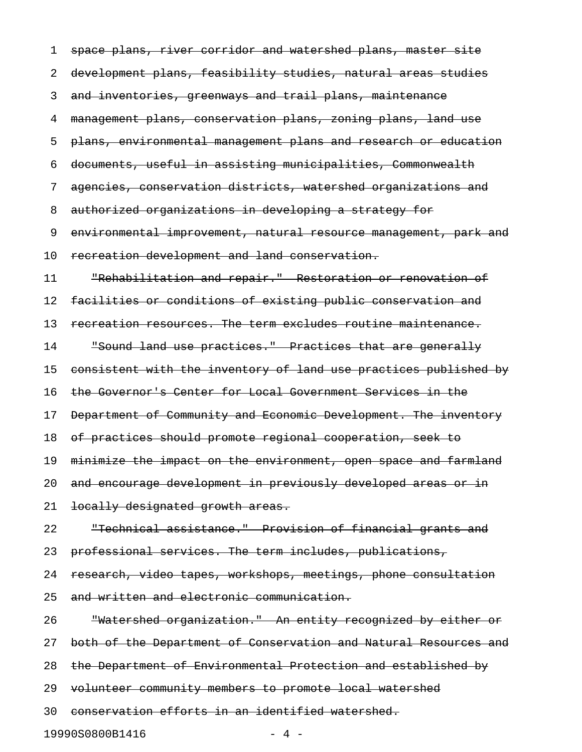~~space plans, river corridor and watershed plans, master site development plans, feasibility studies, natural areas studies and inventories, greenways and trail plans, maintenance management plans, conservation plans, zoning plans, land use plans, environmental management plans and research or education documents, useful in assisting municipalities, Commonwealth agencies, conservation districts, watershed organizations and authorized organizations in developing a strategy for environmental improvement, natural resource management, park and recreation development and land conservation.~~

~~"Rehabilitation and repair." Restoration or renovation of facilities or conditions of existing public conservation and recreation resources. The term excludes routine maintenance.~~

~~"Sound land use practices." Practices that are generally consistent with the inventory of land use practices published by the Governor's Center for Local Government Services in the Department of Community and Economic Development. The inventory of practices should promote regional cooperation, seek to minimize the impact on the environment, open space and farmland and encourage development in previously developed areas or in locally designated growth areas.~~

~~"Technical assistance." Provision of financial grants and professional services. The term includes, publications, research, video tapes, workshops, meetings, phone consultation and written and electronic communication.~~

~~"Watershed organization." An entity recognized by either or both of the Department of Conservation and Natural Resources and the Department of Environmental Protection and established by volunteer community members to promote local watershed conservation efforts in an identified watershed.~~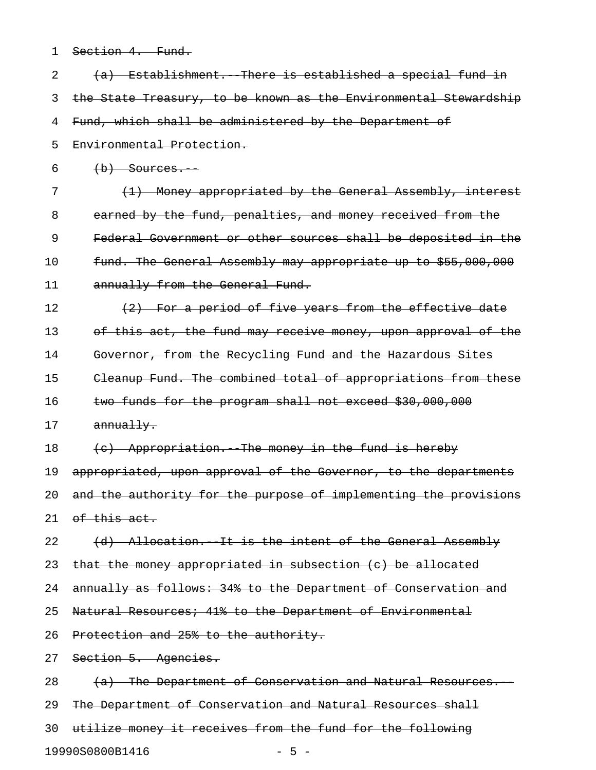~~Section 4. Fund.~~

~~(a) Establishment.--There is established a special fund in the State Treasury, to be known as the Environmental Stewardship Fund, which shall be administered by the Department of Environmental Protection.~~

~~(b) Sources.--~~

~~(1) Money appropriated by the General Assembly, interest earned by the fund, penalties, and money received from the Federal Government or other sources shall be deposited in the fund. The General Assembly may appropriate up to $55,000,000 annually from the General Fund.~~

~~(2) For a period of five years from the effective date of this act, the fund may receive money, upon approval of the Governor, from the Recycling Fund and the Hazardous Sites Cleanup Fund. The combined total of appropriations from these two funds for the program shall not exceed $30,000,000 annually.~~

~~(c) Appropriation.--The money in the fund is hereby appropriated, upon approval of the Governor, to the departments and the authority for the purpose of implementing the provisions of this act.~~

~~(d) Allocation.--It is the intent of the General Assembly that the money appropriated in subsection (c) be allocated annually as follows: 34% to the Department of Conservation and Natural Resources; 41% to the Department of Environmental Protection and 25% to the authority.~~

~~Section 5. Agencies.~~

~~(a) The Department of Conservation and Natural Resources.--The Department of Conservation and Natural Resources shall utilize money it receives from the fund for the following~~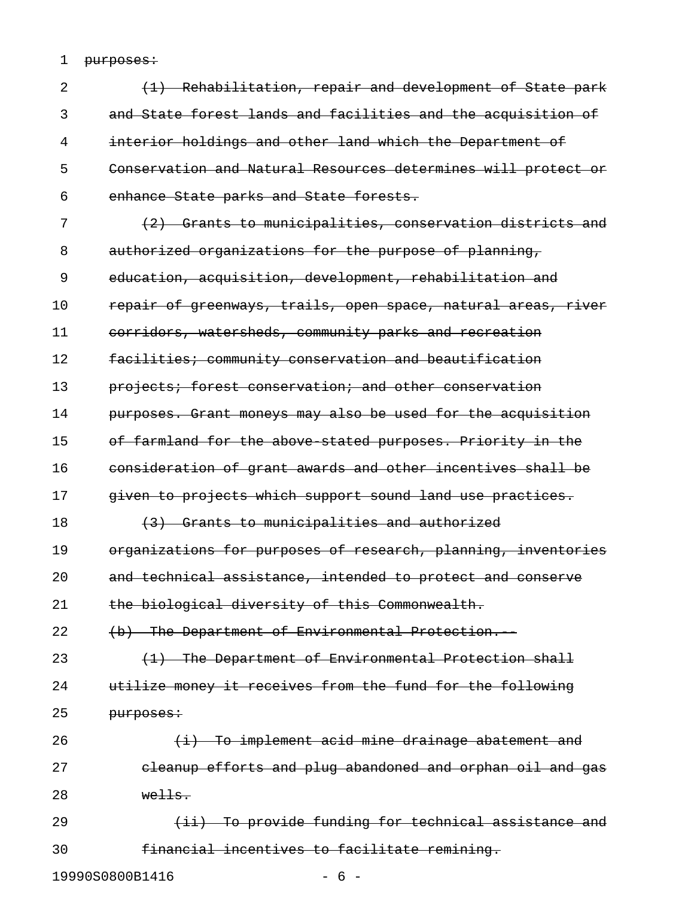~~purposes:~~

~~(1) Rehabilitation, repair and development of State park and State forest lands and facilities and the acquisition of interior holdings and other land which the Department of Conservation and Natural Resources determines will protect or enhance State parks and State forests.~~

~~(2) Grants to municipalities, conservation districts and authorized organizations for the purpose of planning, education, acquisition, development, rehabilitation and repair of greenways, trails, open space, natural areas, river corridors, watersheds, community parks and recreation facilities; community conservation and beautification projects; forest conservation; and other conservation purposes. Grant moneys may also be used for the acquisition of farmland for the above-stated purposes. Priority in the consideration of grant awards and other incentives shall be given to projects which support sound land use practices.~~

~~(3) Grants to municipalities and authorized organizations for purposes of research, planning, inventories and technical assistance, intended to protect and conserve the biological diversity of this Commonwealth.~~

~~(b) The Department of Environmental Protection.--~~

~~(1) The Department of Environmental Protection shall utilize money it receives from the fund for the following purposes:~~

~~(i) To implement acid mine drainage abatement and cleanup efforts and plug abandoned and orphan oil and gas wells.~~

~~(ii) To provide funding for technical assistance and financial incentives to facilitate remining.~~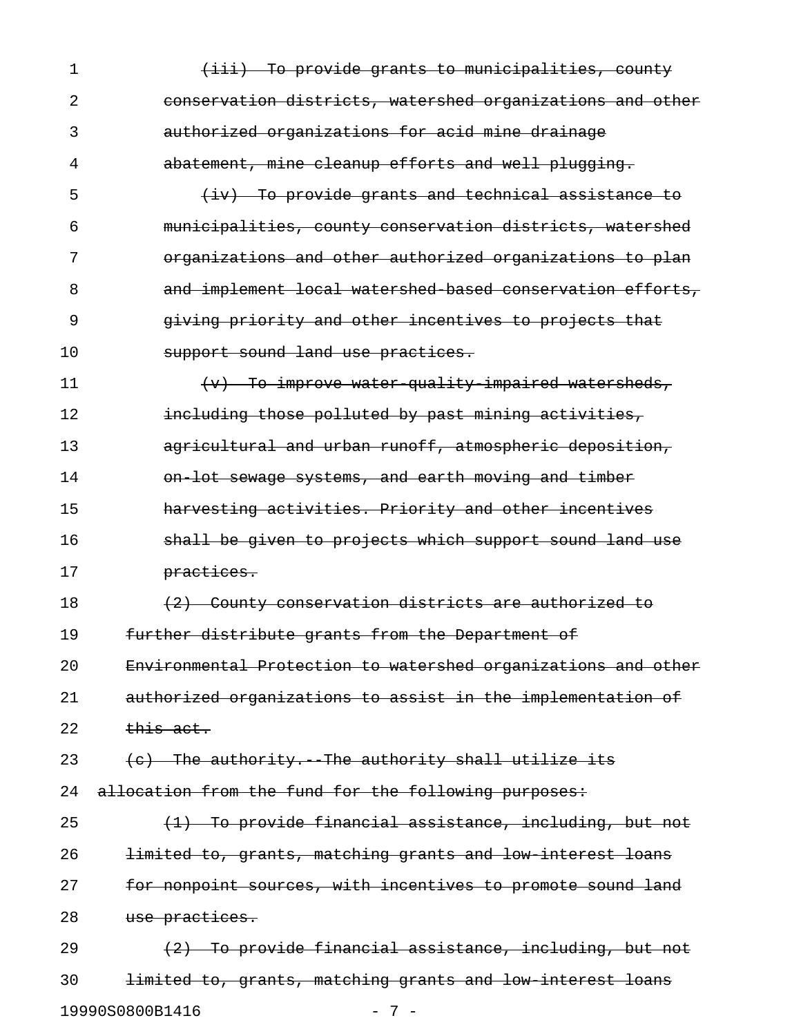~~(iii) To provide grants to municipalities, county conservation districts, watershed organizations and other authorized organizations for acid mine drainage abatement, mine cleanup efforts and well plugging.~~

~~(iv) To provide grants and technical assistance to municipalities, county conservation districts, watershed organizations and other authorized organizations to plan and implement local watershed-based conservation efforts, giving priority and other incentives to projects that support sound land use practices.~~

~~(v) To improve water-quality-impaired watersheds, including those polluted by past mining activities, agricultural and urban runoff, atmospheric deposition, on-lot sewage systems, and earth moving and timber harvesting activities. Priority and other incentives shall be given to projects which support sound land use practices.~~

~~(2) County conservation districts are authorized to further distribute grants from the Department of Environmental Protection to watershed organizations and other authorized organizations to assist in the implementation of this act.~~

~~(c) The authority.--The authority shall utilize its allocation from the fund for the following purposes:~~

~~(1) To provide financial assistance, including, but not limited to, grants, matching grants and low-interest loans for nonpoint sources, with incentives to promote sound land use practices.~~

~~(2) To provide financial assistance, including, but not limited to, grants, matching grants and low-interest loans~~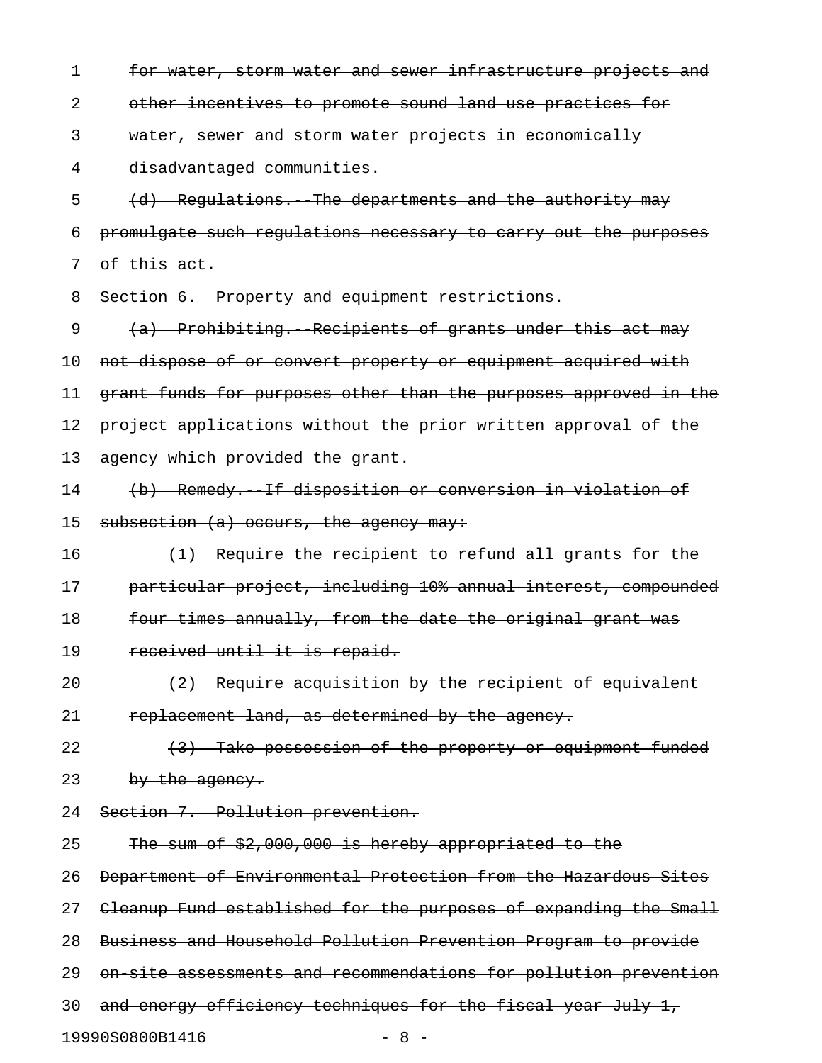~~for water, storm water and sewer infrastructure projects and other incentives to promote sound land use practices for water, sewer and storm water projects in economically disadvantaged communities.~~

~~(d) Regulations.--The departments and the authority may promulgate such regulations necessary to carry out the purposes of this act.~~

~~Section 6. Property and equipment restrictions.~~

~~(a) Prohibiting.--Recipients of grants under this act may not dispose of or convert property or equipment acquired with grant funds for purposes other than the purposes approved in the project applications without the prior written approval of the agency which provided the grant.~~

~~(b) Remedy.--If disposition or conversion in violation of subsection (a) occurs, the agency may:~~

~~(1) Require the recipient to refund all grants for the particular project, including 10% annual interest, compounded four times annually, from the date the original grant was received until it is repaid.~~

~~(2) Require acquisition by the recipient of equivalent replacement land, as determined by the agency.~~

~~(3) Take possession of the property or equipment funded by the agency.~~

~~Section 7. Pollution prevention.~~

~~The sum of $2,000,000 is hereby appropriated to the Department of Environmental Protection from the Hazardous Sites Cleanup Fund established for the purposes of expanding the Small Business and Household Pollution Prevention Program to provide on-site assessments and recommendations for pollution prevention and energy efficiency techniques for the fiscal year July 1,~~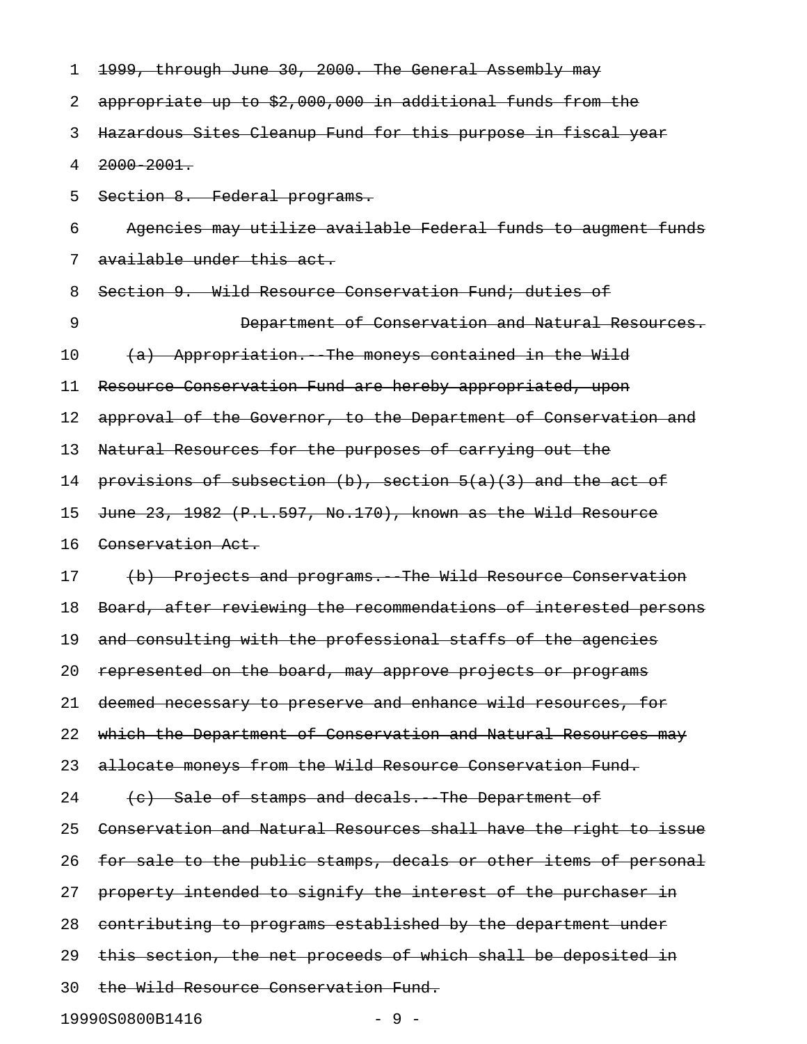~~1999, through June 30, 2000. The General Assembly may appropriate up to $2,000,000 in additional funds from the Hazardous Sites Cleanup Fund for this purpose in fiscal year 2000-2001.~~

~~Section 8. Federal programs.~~

~~Agencies may utilize available Federal funds to augment funds available under this act.~~

~~Section 9. Wild Resource Conservation Fund; duties of Department of Conservation and Natural Resources.~~

~~(a) Appropriation.--The moneys contained in the Wild Resource Conservation Fund are hereby appropriated, upon approval of the Governor, to the Department of Conservation and Natural Resources for the purposes of carrying out the provisions of subsection (b), section 5(a)(3) and the act of June 23, 1982 (P.L.597, No.170), known as the Wild Resource Conservation Act.~~

~~(b) Projects and programs.--The Wild Resource Conservation Board, after reviewing the recommendations of interested persons and consulting with the professional staffs of the agencies represented on the board, may approve projects or programs deemed necessary to preserve and enhance wild resources, for which the Department of Conservation and Natural Resources may allocate moneys from the Wild Resource Conservation Fund.~~

~~(c) Sale of stamps and decals.--The Department of Conservation and Natural Resources shall have the right to issue for sale to the public stamps, decals or other items of personal property intended to signify the interest of the purchaser in contributing to programs established by the department under this section, the net proceeds of which shall be deposited in the Wild Resource Conservation Fund.~~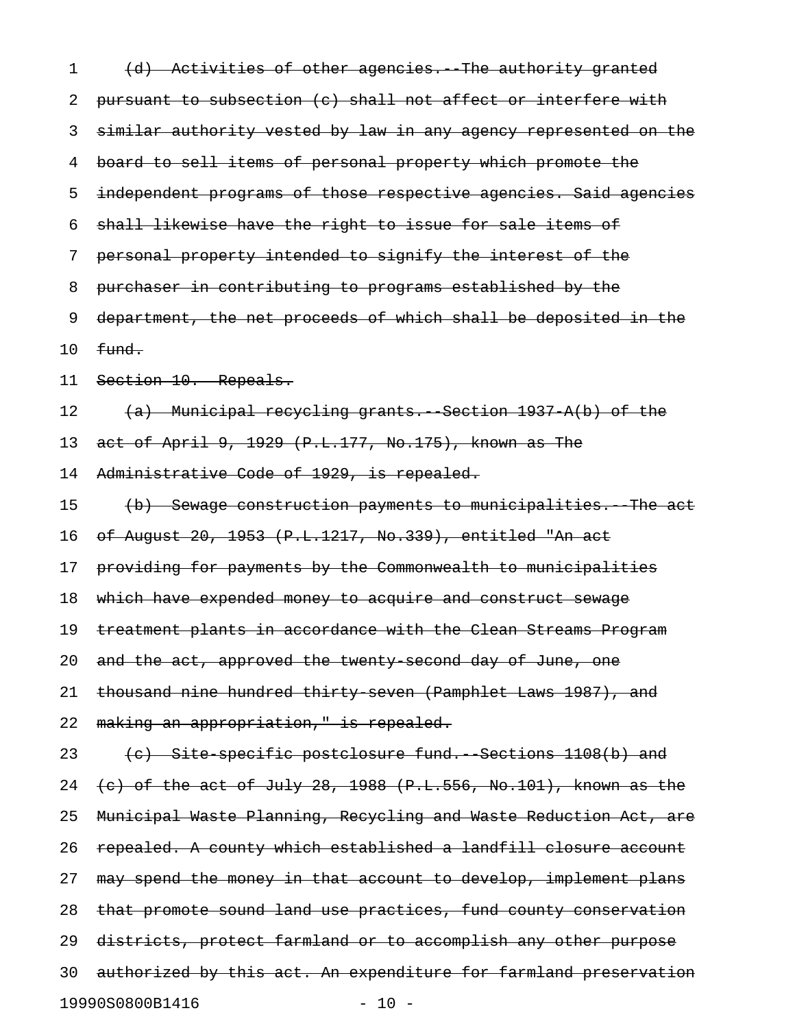~~(d) Activities of other agencies.--The authority granted pursuant to subsection (c) shall not affect or interfere with similar authority vested by law in any agency represented on the board to sell items of personal property which promote the independent programs of those respective agencies. Said agencies shall likewise have the right to issue for sale items of personal property intended to signify the interest of the purchaser in contributing to programs established by the department, the net proceeds of which shall be deposited in the fund.~~

~~Section 10. Repeals.~~

~~(a) Municipal recycling grants.--Section 1937-A(b) of the act of April 9, 1929 (P.L.177, No.175), known as The Administrative Code of 1929, is repealed.~~

~~(b) Sewage construction payments to municipalities.--The act of August 20, 1953 (P.L.1217, No.339), entitled "An act providing for payments by the Commonwealth to municipalities which have expended money to acquire and construct sewage treatment plants in accordance with the Clean Streams Program and the act, approved the twenty-second day of June, one thousand nine hundred thirty-seven (Pamphlet Laws 1987), and making an appropriation," is repealed.~~

~~(c) Site-specific postclosure fund.--Sections 1108(b) and (c) of the act of July 28, 1988 (P.L.556, No.101), known as the Municipal Waste Planning, Recycling and Waste Reduction Act, are repealed. A county which established a landfill closure account may spend the money in that account to develop, implement plans that promote sound land use practices, fund county conservation districts, protect farmland or to accomplish any other purpose authorized by this act. An expenditure for farmland preservation~~

19990S0800B1416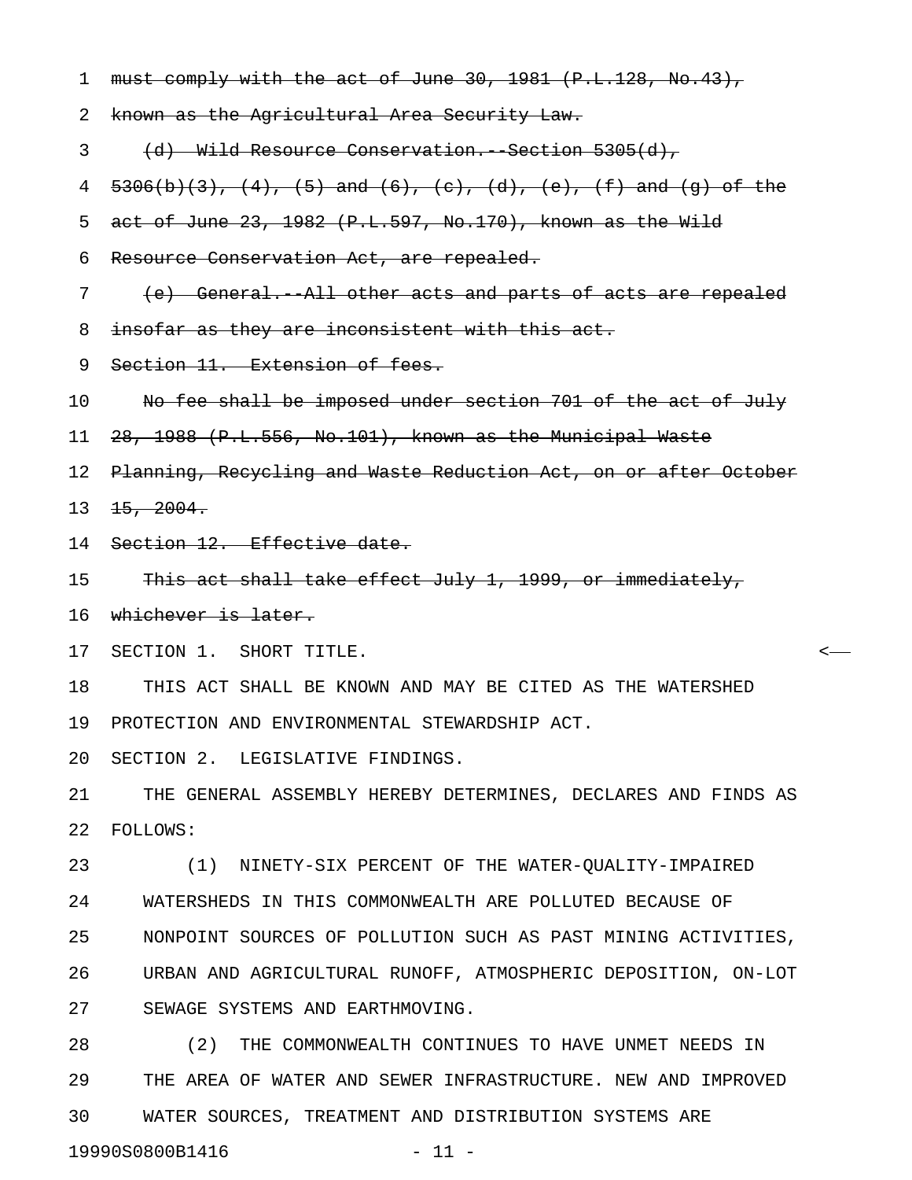~~must comply with the act of June 30, 1981 (P.L.128, No.43), known as the Agricultural Area Security Law.~~

~~(d) Wild Resource Conservation.--Section 5305(d), 5306(b)(3), (4), (5) and (6), (c), (d), (e), (f) and (g) of the act of June 23, 1982 (P.L.597, No.170), known as the Wild Resource Conservation Act, are repealed.~~

~~(e) General.--All other acts and parts of acts are repealed insofar as they are inconsistent with this act.~~

~~Section 11. Extension of fees.~~

~~No fee shall be imposed under section 701 of the act of July 28, 1988 (P.L.556, No.101), known as the Municipal Waste Planning, Recycling and Waste Reduction Act, on or after October 15, 2004.~~

~~Section 12. Effective date.~~

~~This act shall take effect July 1, 1999, or immediately, whichever is later.~~

SECTION 1. SHORT TITLE.

THIS ACT SHALL BE KNOWN AND MAY BE CITED AS THE WATERSHED PROTECTION AND ENVIRONMENTAL STEWARDSHIP ACT.

SECTION 2. LEGISLATIVE FINDINGS.

THE GENERAL ASSEMBLY HEREBY DETERMINES, DECLARES AND FINDS AS FOLLOWS:

(1) NINETY-SIX PERCENT OF THE WATER-QUALITY-IMPAIRED WATERSHEDS IN THIS COMMONWEALTH ARE POLLUTED BECAUSE OF NONPOINT SOURCES OF POLLUTION SUCH AS PAST MINING ACTIVITIES, URBAN AND AGRICULTURAL RUNOFF, ATMOSPHERIC DEPOSITION, ON-LOT SEWAGE SYSTEMS AND EARTHMOVING.

(2) THE COMMONWEALTH CONTINUES TO HAVE UNMET NEEDS IN THE AREA OF WATER AND SEWER INFRASTRUCTURE. NEW AND IMPROVED WATER SOURCES, TREATMENT AND DISTRIBUTION SYSTEMS ARE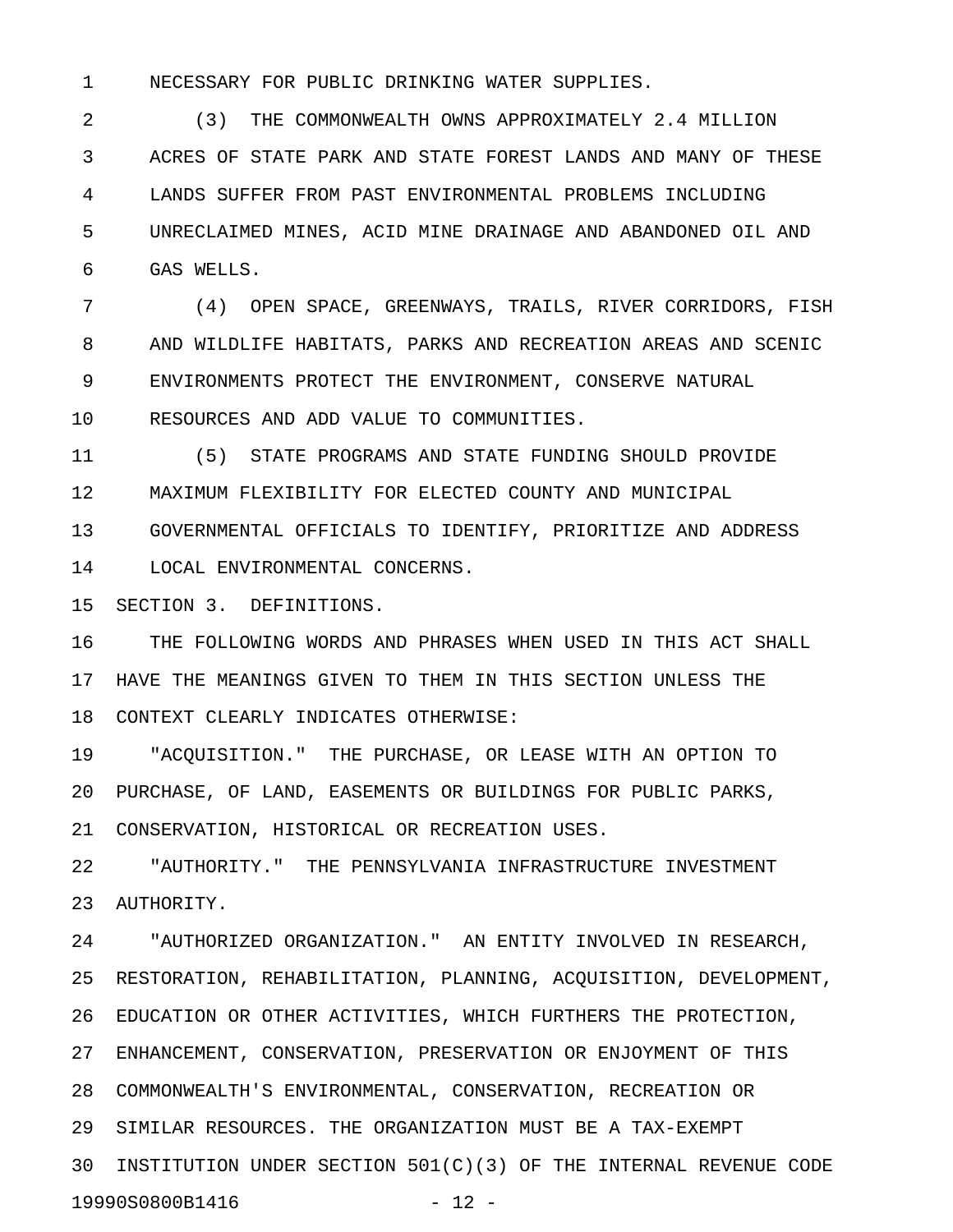NECESSARY FOR PUBLIC DRINKING WATER SUPPLIES.

(3) THE COMMONWEALTH OWNS APPROXIMATELY 2.4 MILLION ACRES OF STATE PARK AND STATE FOREST LANDS AND MANY OF THESE LANDS SUFFER FROM PAST ENVIRONMENTAL PROBLEMS INCLUDING UNRECLAIMED MINES, ACID MINE DRAINAGE AND ABANDONED OIL AND GAS WELLS.

(4) OPEN SPACE, GREENWAYS, TRAILS, RIVER CORRIDORS, FISH AND WILDLIFE HABITATS, PARKS AND RECREATION AREAS AND SCENIC ENVIRONMENTS PROTECT THE ENVIRONMENT, CONSERVE NATURAL RESOURCES AND ADD VALUE TO COMMUNITIES.

(5) STATE PROGRAMS AND STATE FUNDING SHOULD PROVIDE MAXIMUM FLEXIBILITY FOR ELECTED COUNTY AND MUNICIPAL GOVERNMENTAL OFFICIALS TO IDENTIFY, PRIORITIZE AND ADDRESS LOCAL ENVIRONMENTAL CONCERNS.

SECTION 3. DEFINITIONS.

THE FOLLOWING WORDS AND PHRASES WHEN USED IN THIS ACT SHALL HAVE THE MEANINGS GIVEN TO THEM IN THIS SECTION UNLESS THE CONTEXT CLEARLY INDICATES OTHERWISE:

"ACQUISITION." THE PURCHASE, OR LEASE WITH AN OPTION TO PURCHASE, OF LAND, EASEMENTS OR BUILDINGS FOR PUBLIC PARKS, CONSERVATION, HISTORICAL OR RECREATION USES.

"AUTHORITY." THE PENNSYLVANIA INFRASTRUCTURE INVESTMENT AUTHORITY.

"AUTHORIZED ORGANIZATION." AN ENTITY INVOLVED IN RESEARCH, RESTORATION, REHABILITATION, PLANNING, ACQUISITION, DEVELOPMENT, EDUCATION OR OTHER ACTIVITIES, WHICH FURTHERS THE PROTECTION, ENHANCEMENT, CONSERVATION, PRESERVATION OR ENJOYMENT OF THIS COMMONWEALTH'S ENVIRONMENTAL, CONSERVATION, RECREATION OR SIMILAR RESOURCES. THE ORGANIZATION MUST BE A TAX-EXEMPT INSTITUTION UNDER SECTION 501(C)(3) OF THE INTERNAL REVENUE CODE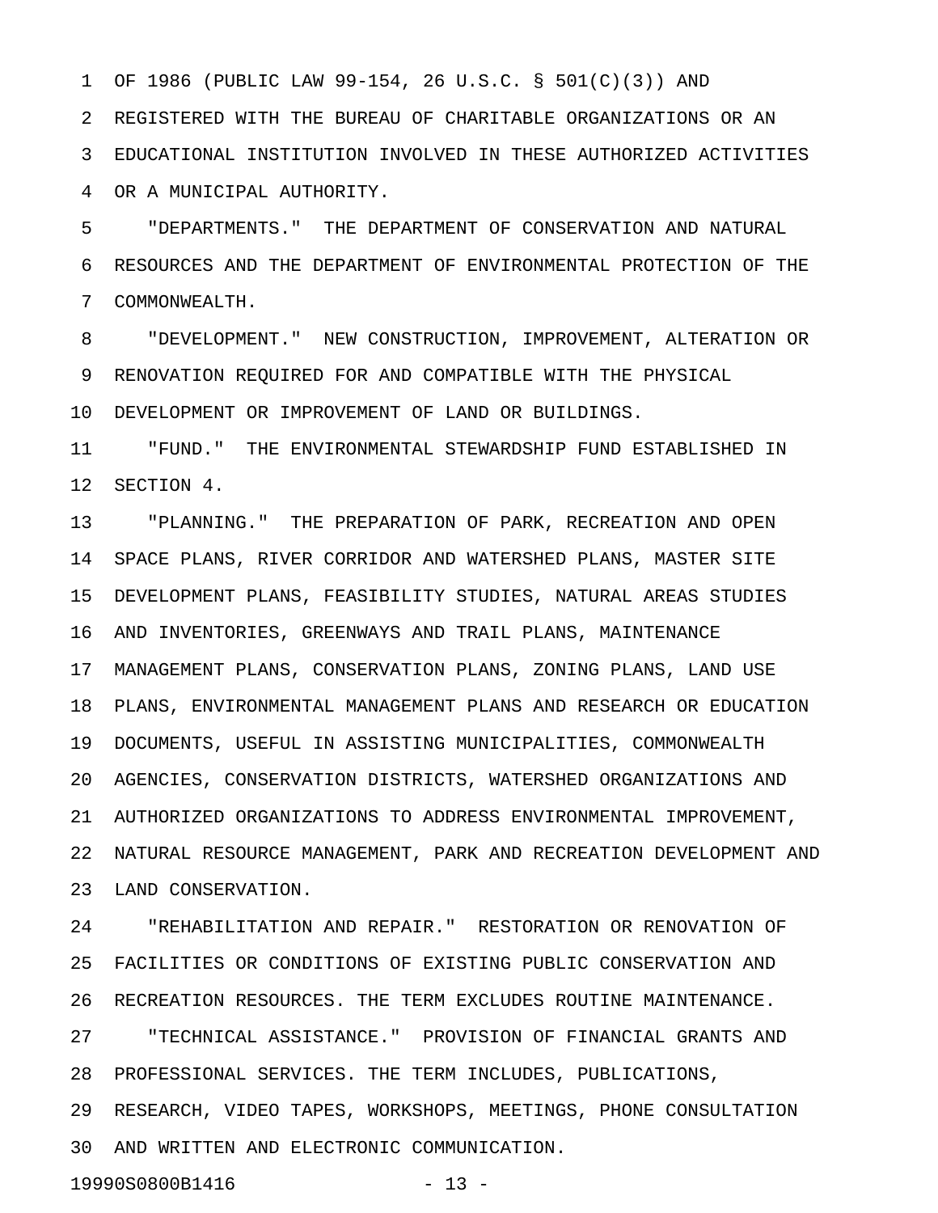OF 1986 (PUBLIC LAW 99-154, 26 U.S.C. § 501(C)(3)) AND REGISTERED WITH THE BUREAU OF CHARITABLE ORGANIZATIONS OR AN EDUCATIONAL INSTITUTION INVOLVED IN THESE AUTHORIZED ACTIVITIES OR A MUNICIPAL AUTHORITY.

"DEPARTMENTS." THE DEPARTMENT OF CONSERVATION AND NATURAL RESOURCES AND THE DEPARTMENT OF ENVIRONMENTAL PROTECTION OF THE COMMONWEALTH.

"DEVELOPMENT." NEW CONSTRUCTION, IMPROVEMENT, ALTERATION OR RENOVATION REQUIRED FOR AND COMPATIBLE WITH THE PHYSICAL DEVELOPMENT OR IMPROVEMENT OF LAND OR BUILDINGS.

"FUND." THE ENVIRONMENTAL STEWARDSHIP FUND ESTABLISHED IN SECTION 4.

"PLANNING." THE PREPARATION OF PARK, RECREATION AND OPEN SPACE PLANS, RIVER CORRIDOR AND WATERSHED PLANS, MASTER SITE DEVELOPMENT PLANS, FEASIBILITY STUDIES, NATURAL AREAS STUDIES AND INVENTORIES, GREENWAYS AND TRAIL PLANS, MAINTENANCE MANAGEMENT PLANS, CONSERVATION PLANS, ZONING PLANS, LAND USE PLANS, ENVIRONMENTAL MANAGEMENT PLANS AND RESEARCH OR EDUCATION DOCUMENTS, USEFUL IN ASSISTING MUNICIPALITIES, COMMONWEALTH AGENCIES, CONSERVATION DISTRICTS, WATERSHED ORGANIZATIONS AND AUTHORIZED ORGANIZATIONS TO ADDRESS ENVIRONMENTAL IMPROVEMENT, NATURAL RESOURCE MANAGEMENT, PARK AND RECREATION DEVELOPMENT AND LAND CONSERVATION.

"REHABILITATION AND REPAIR." RESTORATION OR RENOVATION OF FACILITIES OR CONDITIONS OF EXISTING PUBLIC CONSERVATION AND RECREATION RESOURCES. THE TERM EXCLUDES ROUTINE MAINTENANCE.

"TECHNICAL ASSISTANCE." PROVISION OF FINANCIAL GRANTS AND PROFESSIONAL SERVICES. THE TERM INCLUDES, PUBLICATIONS, RESEARCH, VIDEO TAPES, WORKSHOPS, MEETINGS, PHONE CONSULTATION AND WRITTEN AND ELECTRONIC COMMUNICATION.

19990S0800B1416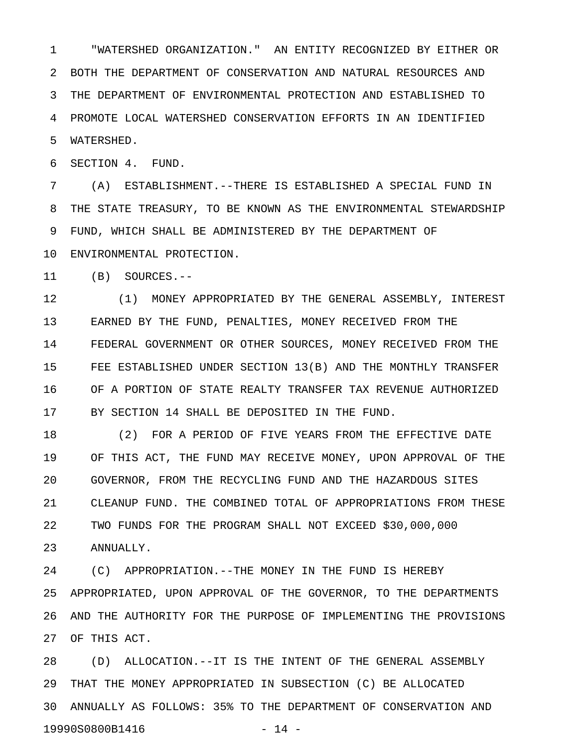"WATERSHED ORGANIZATION." AN ENTITY RECOGNIZED BY EITHER OR BOTH THE DEPARTMENT OF CONSERVATION AND NATURAL RESOURCES AND THE DEPARTMENT OF ENVIRONMENTAL PROTECTION AND ESTABLISHED TO PROMOTE LOCAL WATERSHED CONSERVATION EFFORTS IN AN IDENTIFIED WATERSHED.

SECTION 4. FUND.

(A) ESTABLISHMENT.--THERE IS ESTABLISHED A SPECIAL FUND IN THE STATE TREASURY, TO BE KNOWN AS THE ENVIRONMENTAL STEWARDSHIP FUND, WHICH SHALL BE ADMINISTERED BY THE DEPARTMENT OF ENVIRONMENTAL PROTECTION.

(B) SOURCES.--

(1) MONEY APPROPRIATED BY THE GENERAL ASSEMBLY, INTEREST EARNED BY THE FUND, PENALTIES, MONEY RECEIVED FROM THE FEDERAL GOVERNMENT OR OTHER SOURCES, MONEY RECEIVED FROM THE FEE ESTABLISHED UNDER SECTION 13(B) AND THE MONTHLY TRANSFER OF A PORTION OF STATE REALTY TRANSFER TAX REVENUE AUTHORIZED BY SECTION 14 SHALL BE DEPOSITED IN THE FUND.

(2) FOR A PERIOD OF FIVE YEARS FROM THE EFFECTIVE DATE OF THIS ACT, THE FUND MAY RECEIVE MONEY, UPON APPROVAL OF THE GOVERNOR, FROM THE RECYCLING FUND AND THE HAZARDOUS SITES CLEANUP FUND. THE COMBINED TOTAL OF APPROPRIATIONS FROM THESE TWO FUNDS FOR THE PROGRAM SHALL NOT EXCEED $30,000,000 ANNUALLY.

(C) APPROPRIATION.--THE MONEY IN THE FUND IS HEREBY APPROPRIATED, UPON APPROVAL OF THE GOVERNOR, TO THE DEPARTMENTS AND THE AUTHORITY FOR THE PURPOSE OF IMPLEMENTING THE PROVISIONS OF THIS ACT.

(D) ALLOCATION.--IT IS THE INTENT OF THE GENERAL ASSEMBLY THAT THE MONEY APPROPRIATED IN SUBSECTION (C) BE ALLOCATED ANNUALLY AS FOLLOWS: 35% TO THE DEPARTMENT OF CONSERVATION AND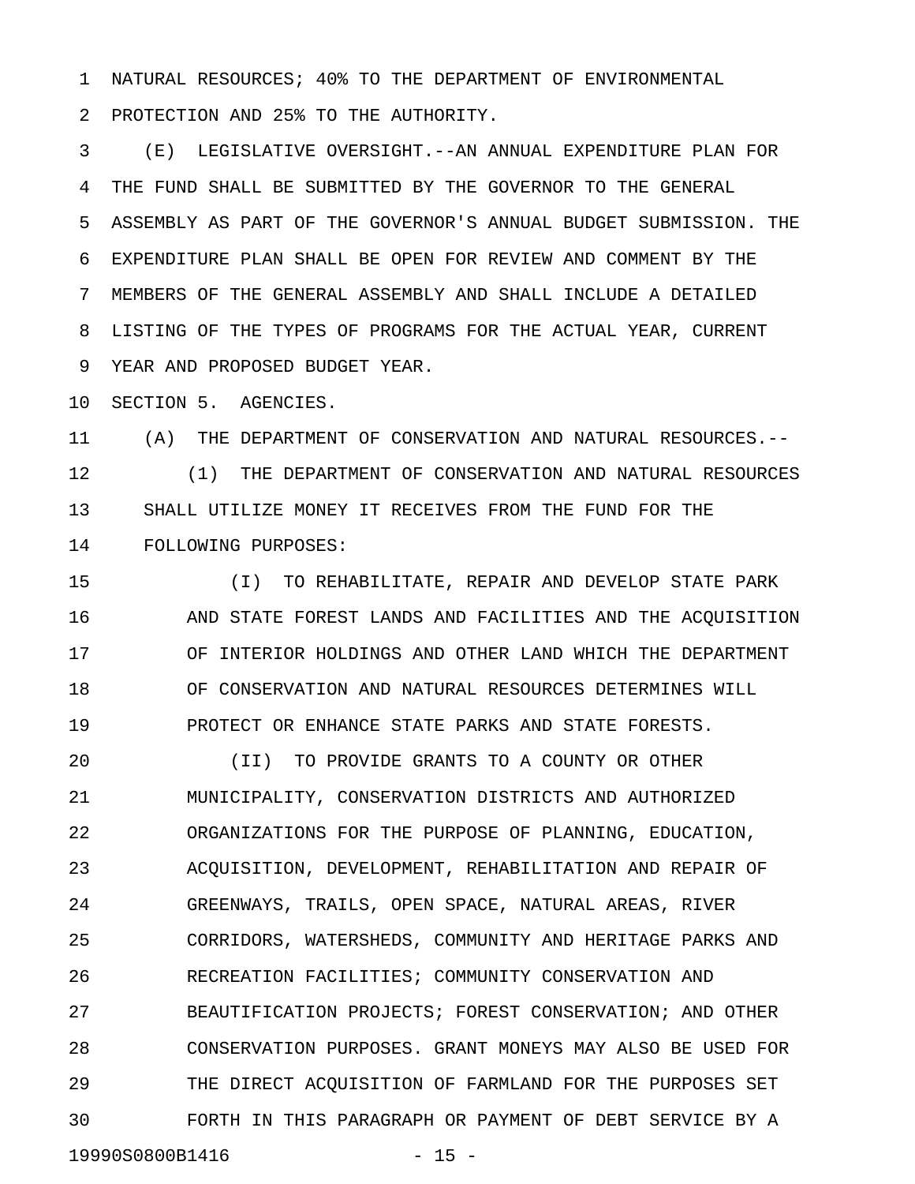NATURAL RESOURCES; 40% TO THE DEPARTMENT OF ENVIRONMENTAL PROTECTION AND 25% TO THE AUTHORITY.

(E) LEGISLATIVE OVERSIGHT.--AN ANNUAL EXPENDITURE PLAN FOR THE FUND SHALL BE SUBMITTED BY THE GOVERNOR TO THE GENERAL ASSEMBLY AS PART OF THE GOVERNOR'S ANNUAL BUDGET SUBMISSION. THE EXPENDITURE PLAN SHALL BE OPEN FOR REVIEW AND COMMENT BY THE MEMBERS OF THE GENERAL ASSEMBLY AND SHALL INCLUDE A DETAILED LISTING OF THE TYPES OF PROGRAMS FOR THE ACTUAL YEAR, CURRENT YEAR AND PROPOSED BUDGET YEAR.

SECTION 5. AGENCIES.

(A) THE DEPARTMENT OF CONSERVATION AND NATURAL RESOURCES.--

(1) THE DEPARTMENT OF CONSERVATION AND NATURAL RESOURCES SHALL UTILIZE MONEY IT RECEIVES FROM THE FUND FOR THE FOLLOWING PURPOSES:

(I) TO REHABILITATE, REPAIR AND DEVELOP STATE PARK AND STATE FOREST LANDS AND FACILITIES AND THE ACQUISITION OF INTERIOR HOLDINGS AND OTHER LAND WHICH THE DEPARTMENT OF CONSERVATION AND NATURAL RESOURCES DETERMINES WILL PROTECT OR ENHANCE STATE PARKS AND STATE FORESTS.

(II) TO PROVIDE GRANTS TO A COUNTY OR OTHER MUNICIPALITY, CONSERVATION DISTRICTS AND AUTHORIZED ORGANIZATIONS FOR THE PURPOSE OF PLANNING, EDUCATION, ACQUISITION, DEVELOPMENT, REHABILITATION AND REPAIR OF GREENWAYS, TRAILS, OPEN SPACE, NATURAL AREAS, RIVER CORRIDORS, WATERSHEDS, COMMUNITY AND HERITAGE PARKS AND RECREATION FACILITIES; COMMUNITY CONSERVATION AND BEAUTIFICATION PROJECTS; FOREST CONSERVATION; AND OTHER CONSERVATION PURPOSES. GRANT MONEYS MAY ALSO BE USED FOR THE DIRECT ACQUISITION OF FARMLAND FOR THE PURPOSES SET FORTH IN THIS PARAGRAPH OR PAYMENT OF DEBT SERVICE BY A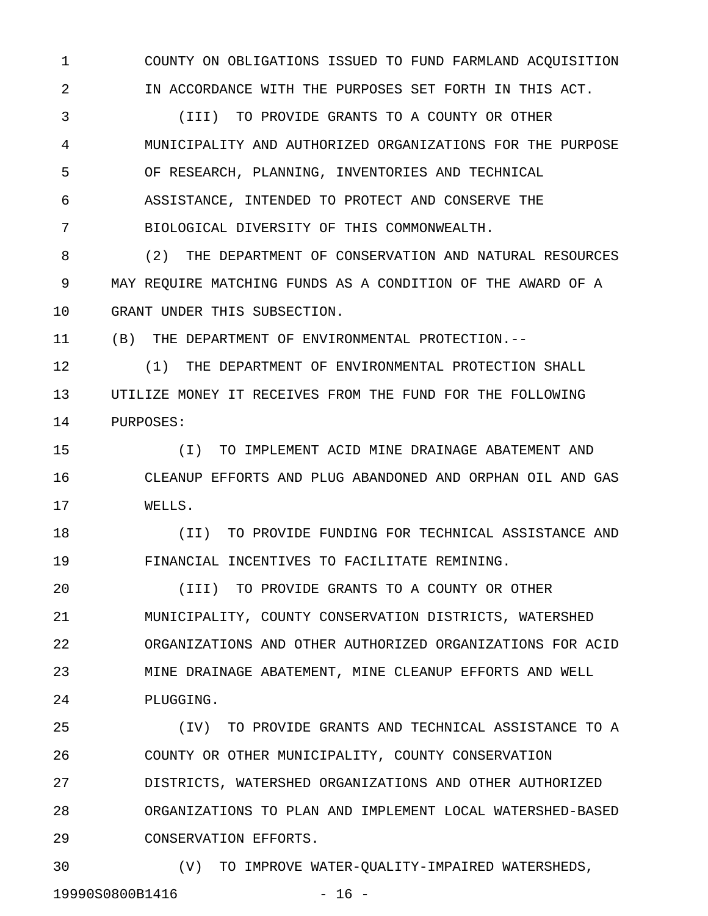COUNTY ON OBLIGATIONS ISSUED TO FUND FARMLAND ACQUISITION IN ACCORDANCE WITH THE PURPOSES SET FORTH IN THIS ACT.

(III) TO PROVIDE GRANTS TO A COUNTY OR OTHER MUNICIPALITY AND AUTHORIZED ORGANIZATIONS FOR THE PURPOSE OF RESEARCH, PLANNING, INVENTORIES AND TECHNICAL ASSISTANCE, INTENDED TO PROTECT AND CONSERVE THE BIOLOGICAL DIVERSITY OF THIS COMMONWEALTH.

(2) THE DEPARTMENT OF CONSERVATION AND NATURAL RESOURCES MAY REQUIRE MATCHING FUNDS AS A CONDITION OF THE AWARD OF A GRANT UNDER THIS SUBSECTION.

(B) THE DEPARTMENT OF ENVIRONMENTAL PROTECTION.--

(1) THE DEPARTMENT OF ENVIRONMENTAL PROTECTION SHALL UTILIZE MONEY IT RECEIVES FROM THE FUND FOR THE FOLLOWING PURPOSES:

(I) TO IMPLEMENT ACID MINE DRAINAGE ABATEMENT AND CLEANUP EFFORTS AND PLUG ABANDONED AND ORPHAN OIL AND GAS WELLS.

(II) TO PROVIDE FUNDING FOR TECHNICAL ASSISTANCE AND FINANCIAL INCENTIVES TO FACILITATE REMINING.

(III) TO PROVIDE GRANTS TO A COUNTY OR OTHER MUNICIPALITY, COUNTY CONSERVATION DISTRICTS, WATERSHED ORGANIZATIONS AND OTHER AUTHORIZED ORGANIZATIONS FOR ACID MINE DRAINAGE ABATEMENT, MINE CLEANUP EFFORTS AND WELL PLUGGING.

(IV) TO PROVIDE GRANTS AND TECHNICAL ASSISTANCE TO A COUNTY OR OTHER MUNICIPALITY, COUNTY CONSERVATION DISTRICTS, WATERSHED ORGANIZATIONS AND OTHER AUTHORIZED ORGANIZATIONS TO PLAN AND IMPLEMENT LOCAL WATERSHED-BASED CONSERVATION EFFORTS.

(V) TO IMPROVE WATER-QUALITY-IMPAIRED WATERSHEDS,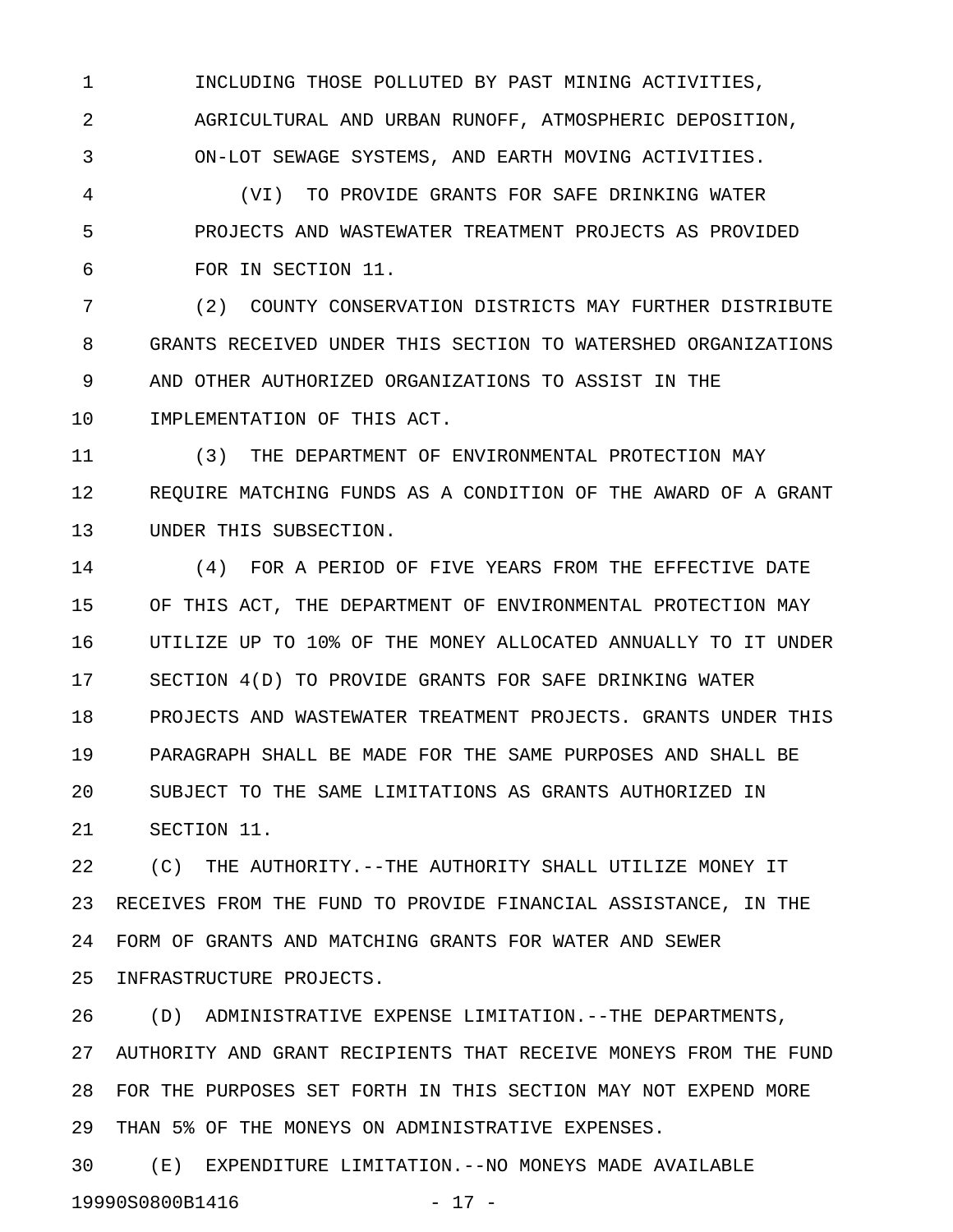INCLUDING THOSE POLLUTED BY PAST MINING ACTIVITIES, AGRICULTURAL AND URBAN RUNOFF, ATMOSPHERIC DEPOSITION, ON-LOT SEWAGE SYSTEMS, AND EARTH MOVING ACTIVITIES.

(VI) TO PROVIDE GRANTS FOR SAFE DRINKING WATER PROJECTS AND WASTEWATER TREATMENT PROJECTS AS PROVIDED FOR IN SECTION 11.

(2) COUNTY CONSERVATION DISTRICTS MAY FURTHER DISTRIBUTE GRANTS RECEIVED UNDER THIS SECTION TO WATERSHED ORGANIZATIONS AND OTHER AUTHORIZED ORGANIZATIONS TO ASSIST IN THE IMPLEMENTATION OF THIS ACT.

(3) THE DEPARTMENT OF ENVIRONMENTAL PROTECTION MAY REQUIRE MATCHING FUNDS AS A CONDITION OF THE AWARD OF A GRANT UNDER THIS SUBSECTION.

(4) FOR A PERIOD OF FIVE YEARS FROM THE EFFECTIVE DATE OF THIS ACT, THE DEPARTMENT OF ENVIRONMENTAL PROTECTION MAY UTILIZE UP TO 10% OF THE MONEY ALLOCATED ANNUALLY TO IT UNDER SECTION 4(D) TO PROVIDE GRANTS FOR SAFE DRINKING WATER PROJECTS AND WASTEWATER TREATMENT PROJECTS. GRANTS UNDER THIS PARAGRAPH SHALL BE MADE FOR THE SAME PURPOSES AND SHALL BE SUBJECT TO THE SAME LIMITATIONS AS GRANTS AUTHORIZED IN SECTION 11.

(C) THE AUTHORITY.--THE AUTHORITY SHALL UTILIZE MONEY IT RECEIVES FROM THE FUND TO PROVIDE FINANCIAL ASSISTANCE, IN THE FORM OF GRANTS AND MATCHING GRANTS FOR WATER AND SEWER INFRASTRUCTURE PROJECTS.

(D) ADMINISTRATIVE EXPENSE LIMITATION.--THE DEPARTMENTS, AUTHORITY AND GRANT RECIPIENTS THAT RECEIVE MONEYS FROM THE FUND FOR THE PURPOSES SET FORTH IN THIS SECTION MAY NOT EXPEND MORE THAN 5% OF THE MONEYS ON ADMINISTRATIVE EXPENSES.

(E) EXPENDITURE LIMITATION.--NO MONEYS MADE AVAILABLE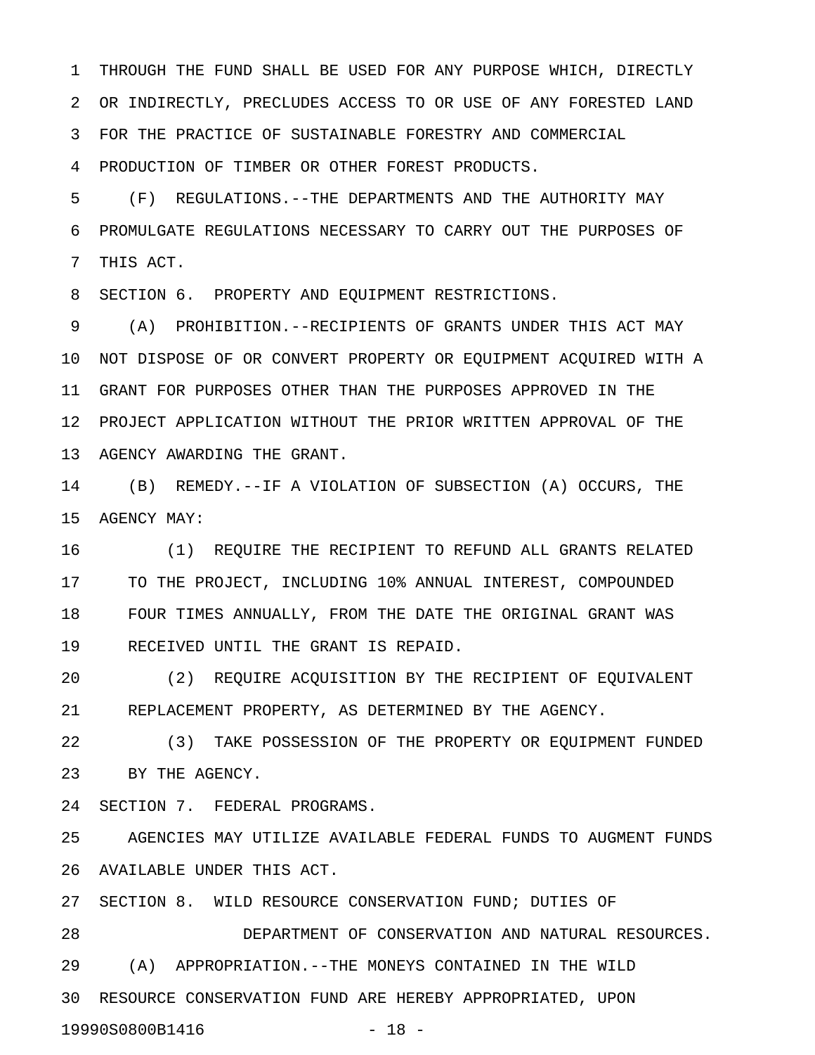THROUGH THE FUND SHALL BE USED FOR ANY PURPOSE WHICH, DIRECTLY OR INDIRECTLY, PRECLUDES ACCESS TO OR USE OF ANY FORESTED LAND FOR THE PRACTICE OF SUSTAINABLE FORESTRY AND COMMERCIAL PRODUCTION OF TIMBER OR OTHER FOREST PRODUCTS.

(F) REGULATIONS.--THE DEPARTMENTS AND THE AUTHORITY MAY PROMULGATE REGULATIONS NECESSARY TO CARRY OUT THE PURPOSES OF THIS ACT.

SECTION 6. PROPERTY AND EQUIPMENT RESTRICTIONS.

(A) PROHIBITION.--RECIPIENTS OF GRANTS UNDER THIS ACT MAY NOT DISPOSE OF OR CONVERT PROPERTY OR EQUIPMENT ACQUIRED WITH A GRANT FOR PURPOSES OTHER THAN THE PURPOSES APPROVED IN THE PROJECT APPLICATION WITHOUT THE PRIOR WRITTEN APPROVAL OF THE AGENCY AWARDING THE GRANT.

(B) REMEDY.--IF A VIOLATION OF SUBSECTION (A) OCCURS, THE AGENCY MAY:

(1) REQUIRE THE RECIPIENT TO REFUND ALL GRANTS RELATED TO THE PROJECT, INCLUDING 10% ANNUAL INTEREST, COMPOUNDED FOUR TIMES ANNUALLY, FROM THE DATE THE ORIGINAL GRANT WAS RECEIVED UNTIL THE GRANT IS REPAID.

(2) REQUIRE ACQUISITION BY THE RECIPIENT OF EQUIVALENT REPLACEMENT PROPERTY, AS DETERMINED BY THE AGENCY.

(3) TAKE POSSESSION OF THE PROPERTY OR EQUIPMENT FUNDED BY THE AGENCY.

SECTION 7. FEDERAL PROGRAMS.

AGENCIES MAY UTILIZE AVAILABLE FEDERAL FUNDS TO AUGMENT FUNDS AVAILABLE UNDER THIS ACT.

SECTION 8. WILD RESOURCE CONSERVATION FUND; DUTIES OF DEPARTMENT OF CONSERVATION AND NATURAL RESOURCES.

(A) APPROPRIATION.--THE MONEYS CONTAINED IN THE WILD RESOURCE CONSERVATION FUND ARE HEREBY APPROPRIATED, UPON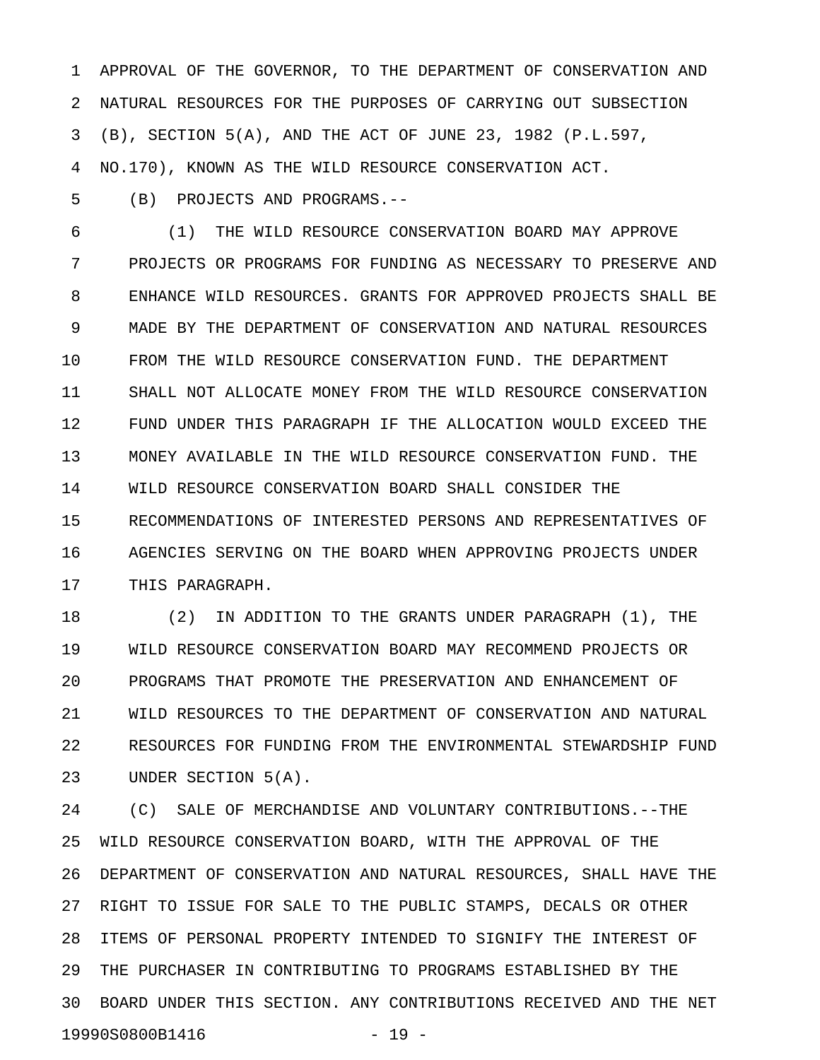APPROVAL OF THE GOVERNOR, TO THE DEPARTMENT OF CONSERVATION AND NATURAL RESOURCES FOR THE PURPOSES OF CARRYING OUT SUBSECTION (B), SECTION 5(A), AND THE ACT OF JUNE 23, 1982 (P.L.597, NO.170), KNOWN AS THE WILD RESOURCE CONSERVATION ACT.

(B) PROJECTS AND PROGRAMS.--

(1) THE WILD RESOURCE CONSERVATION BOARD MAY APPROVE PROJECTS OR PROGRAMS FOR FUNDING AS NECESSARY TO PRESERVE AND ENHANCE WILD RESOURCES. GRANTS FOR APPROVED PROJECTS SHALL BE MADE BY THE DEPARTMENT OF CONSERVATION AND NATURAL RESOURCES FROM THE WILD RESOURCE CONSERVATION FUND. THE DEPARTMENT SHALL NOT ALLOCATE MONEY FROM THE WILD RESOURCE CONSERVATION FUND UNDER THIS PARAGRAPH IF THE ALLOCATION WOULD EXCEED THE MONEY AVAILABLE IN THE WILD RESOURCE CONSERVATION FUND. THE WILD RESOURCE CONSERVATION BOARD SHALL CONSIDER THE RECOMMENDATIONS OF INTERESTED PERSONS AND REPRESENTATIVES OF AGENCIES SERVING ON THE BOARD WHEN APPROVING PROJECTS UNDER THIS PARAGRAPH.

(2) IN ADDITION TO THE GRANTS UNDER PARAGRAPH (1), THE WILD RESOURCE CONSERVATION BOARD MAY RECOMMEND PROJECTS OR PROGRAMS THAT PROMOTE THE PRESERVATION AND ENHANCEMENT OF WILD RESOURCES TO THE DEPARTMENT OF CONSERVATION AND NATURAL RESOURCES FOR FUNDING FROM THE ENVIRONMENTAL STEWARDSHIP FUND UNDER SECTION 5(A).

(C) SALE OF MERCHANDISE AND VOLUNTARY CONTRIBUTIONS.--THE WILD RESOURCE CONSERVATION BOARD, WITH THE APPROVAL OF THE DEPARTMENT OF CONSERVATION AND NATURAL RESOURCES, SHALL HAVE THE RIGHT TO ISSUE FOR SALE TO THE PUBLIC STAMPS, DECALS OR OTHER ITEMS OF PERSONAL PROPERTY INTENDED TO SIGNIFY THE INTEREST OF THE PURCHASER IN CONTRIBUTING TO PROGRAMS ESTABLISHED BY THE BOARD UNDER THIS SECTION. ANY CONTRIBUTIONS RECEIVED AND THE NET

19990S0800B1416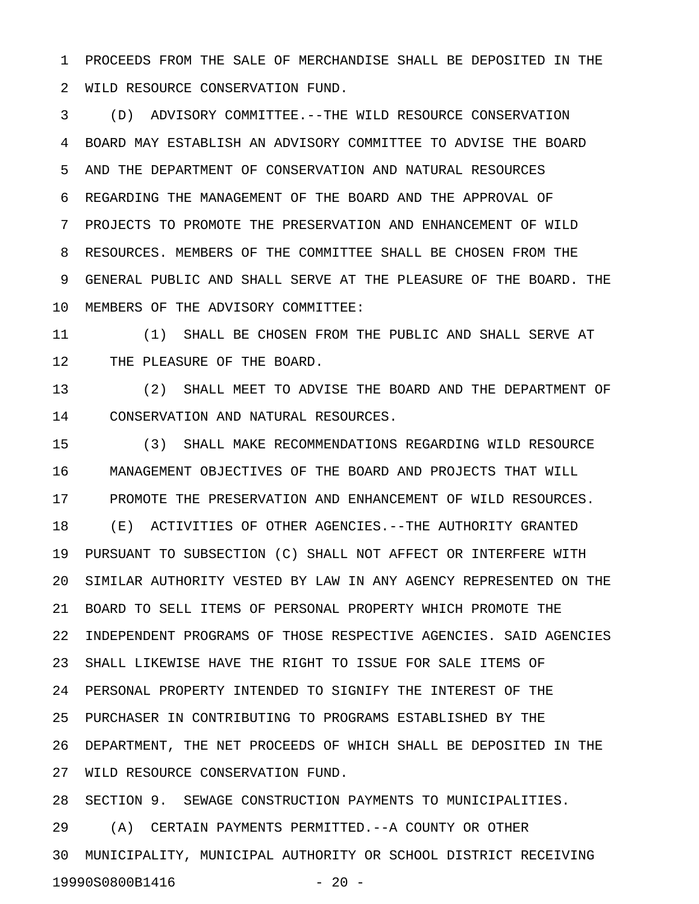PROCEEDS FROM THE SALE OF MERCHANDISE SHALL BE DEPOSITED IN THE WILD RESOURCE CONSERVATION FUND.

(D) ADVISORY COMMITTEE.--THE WILD RESOURCE CONSERVATION BOARD MAY ESTABLISH AN ADVISORY COMMITTEE TO ADVISE THE BOARD AND THE DEPARTMENT OF CONSERVATION AND NATURAL RESOURCES REGARDING THE MANAGEMENT OF THE BOARD AND THE APPROVAL OF PROJECTS TO PROMOTE THE PRESERVATION AND ENHANCEMENT OF WILD RESOURCES. MEMBERS OF THE COMMITTEE SHALL BE CHOSEN FROM THE GENERAL PUBLIC AND SHALL SERVE AT THE PLEASURE OF THE BOARD. THE MEMBERS OF THE ADVISORY COMMITTEE:

(1) SHALL BE CHOSEN FROM THE PUBLIC AND SHALL SERVE AT THE PLEASURE OF THE BOARD.

(2) SHALL MEET TO ADVISE THE BOARD AND THE DEPARTMENT OF CONSERVATION AND NATURAL RESOURCES.

(3) SHALL MAKE RECOMMENDATIONS REGARDING WILD RESOURCE MANAGEMENT OBJECTIVES OF THE BOARD AND PROJECTS THAT WILL PROMOTE THE PRESERVATION AND ENHANCEMENT OF WILD RESOURCES.

(E) ACTIVITIES OF OTHER AGENCIES.--THE AUTHORITY GRANTED PURSUANT TO SUBSECTION (C) SHALL NOT AFFECT OR INTERFERE WITH SIMILAR AUTHORITY VESTED BY LAW IN ANY AGENCY REPRESENTED ON THE BOARD TO SELL ITEMS OF PERSONAL PROPERTY WHICH PROMOTE THE INDEPENDENT PROGRAMS OF THOSE RESPECTIVE AGENCIES. SAID AGENCIES SHALL LIKEWISE HAVE THE RIGHT TO ISSUE FOR SALE ITEMS OF PERSONAL PROPERTY INTENDED TO SIGNIFY THE INTEREST OF THE PURCHASER IN CONTRIBUTING TO PROGRAMS ESTABLISHED BY THE DEPARTMENT, THE NET PROCEEDS OF WHICH SHALL BE DEPOSITED IN THE WILD RESOURCE CONSERVATION FUND.

SECTION 9. SEWAGE CONSTRUCTION PAYMENTS TO MUNICIPALITIES.

(A) CERTAIN PAYMENTS PERMITTED.--A COUNTY OR OTHER MUNICIPALITY, MUNICIPAL AUTHORITY OR SCHOOL DISTRICT RECEIVING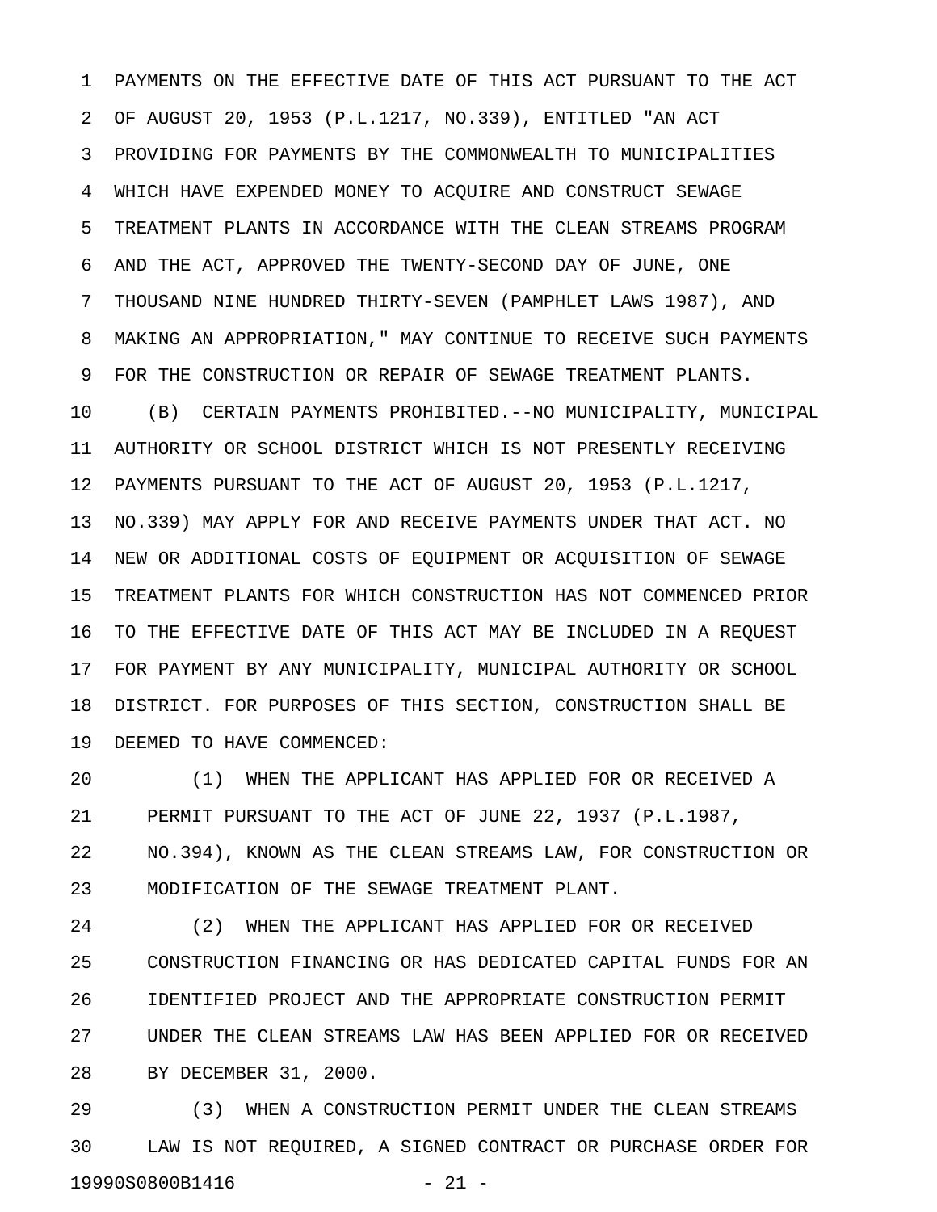PAYMENTS ON THE EFFECTIVE DATE OF THIS ACT PURSUANT TO THE ACT OF AUGUST 20, 1953 (P.L.1217, NO.339), ENTITLED "AN ACT PROVIDING FOR PAYMENTS BY THE COMMONWEALTH TO MUNICIPALITIES WHICH HAVE EXPENDED MONEY TO ACQUIRE AND CONSTRUCT SEWAGE TREATMENT PLANTS IN ACCORDANCE WITH THE CLEAN STREAMS PROGRAM AND THE ACT, APPROVED THE TWENTY-SECOND DAY OF JUNE, ONE THOUSAND NINE HUNDRED THIRTY-SEVEN (PAMPHLET LAWS 1987), AND MAKING AN APPROPRIATION," MAY CONTINUE TO RECEIVE SUCH PAYMENTS FOR THE CONSTRUCTION OR REPAIR OF SEWAGE TREATMENT PLANTS.

(B) CERTAIN PAYMENTS PROHIBITED.--NO MUNICIPALITY, MUNICIPAL AUTHORITY OR SCHOOL DISTRICT WHICH IS NOT PRESENTLY RECEIVING PAYMENTS PURSUANT TO THE ACT OF AUGUST 20, 1953 (P.L.1217, NO.339) MAY APPLY FOR AND RECEIVE PAYMENTS UNDER THAT ACT. NO NEW OR ADDITIONAL COSTS OF EQUIPMENT OR ACQUISITION OF SEWAGE TREATMENT PLANTS FOR WHICH CONSTRUCTION HAS NOT COMMENCED PRIOR TO THE EFFECTIVE DATE OF THIS ACT MAY BE INCLUDED IN A REQUEST FOR PAYMENT BY ANY MUNICIPALITY, MUNICIPAL AUTHORITY OR SCHOOL DISTRICT. FOR PURPOSES OF THIS SECTION, CONSTRUCTION SHALL BE DEEMED TO HAVE COMMENCED:

(1) WHEN THE APPLICANT HAS APPLIED FOR OR RECEIVED A PERMIT PURSUANT TO THE ACT OF JUNE 22, 1937 (P.L.1987, NO.394), KNOWN AS THE CLEAN STREAMS LAW, FOR CONSTRUCTION OR MODIFICATION OF THE SEWAGE TREATMENT PLANT.

(2) WHEN THE APPLICANT HAS APPLIED FOR OR RECEIVED CONSTRUCTION FINANCING OR HAS DEDICATED CAPITAL FUNDS FOR AN IDENTIFIED PROJECT AND THE APPROPRIATE CONSTRUCTION PERMIT UNDER THE CLEAN STREAMS LAW HAS BEEN APPLIED FOR OR RECEIVED BY DECEMBER 31, 2000.

(3) WHEN A CONSTRUCTION PERMIT UNDER THE CLEAN STREAMS LAW IS NOT REQUIRED, A SIGNED CONTRACT OR PURCHASE ORDER FOR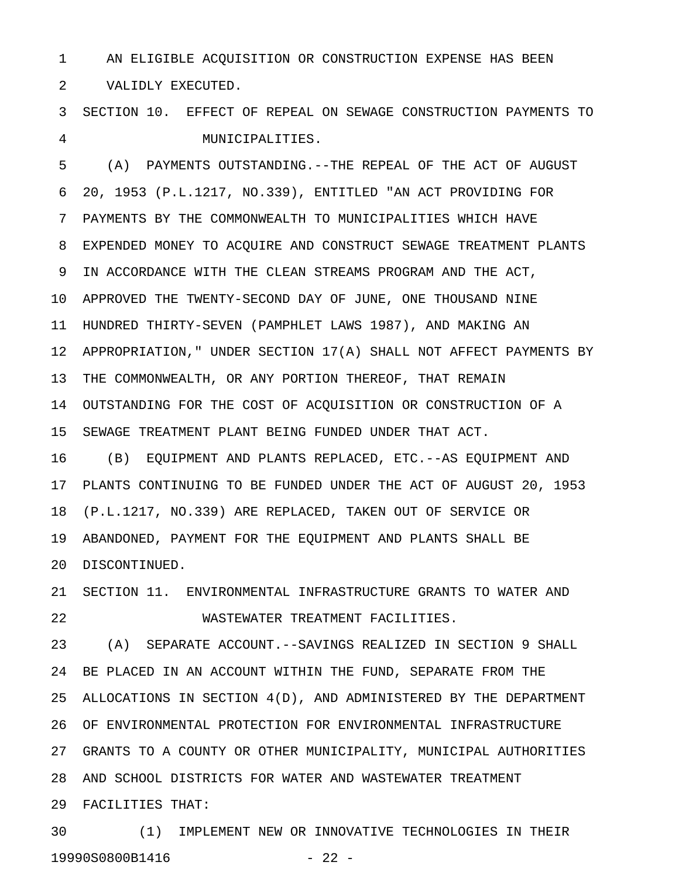AN ELIGIBLE ACQUISITION OR CONSTRUCTION EXPENSE HAS BEEN VALIDLY EXECUTED.

SECTION 10. EFFECT OF REPEAL ON SEWAGE CONSTRUCTION PAYMENTS TO MUNICIPALITIES.

(A) PAYMENTS OUTSTANDING.--THE REPEAL OF THE ACT OF AUGUST 20, 1953 (P.L.1217, NO.339), ENTITLED "AN ACT PROVIDING FOR PAYMENTS BY THE COMMONWEALTH TO MUNICIPALITIES WHICH HAVE EXPENDED MONEY TO ACQUIRE AND CONSTRUCT SEWAGE TREATMENT PLANTS IN ACCORDANCE WITH THE CLEAN STREAMS PROGRAM AND THE ACT, APPROVED THE TWENTY-SECOND DAY OF JUNE, ONE THOUSAND NINE HUNDRED THIRTY-SEVEN (PAMPHLET LAWS 1987), AND MAKING AN APPROPRIATION," UNDER SECTION 17(A) SHALL NOT AFFECT PAYMENTS BY THE COMMONWEALTH, OR ANY PORTION THEREOF, THAT REMAIN OUTSTANDING FOR THE COST OF ACQUISITION OR CONSTRUCTION OF A SEWAGE TREATMENT PLANT BEING FUNDED UNDER THAT ACT.

(B) EQUIPMENT AND PLANTS REPLACED, ETC.--AS EQUIPMENT AND PLANTS CONTINUING TO BE FUNDED UNDER THE ACT OF AUGUST 20, 1953 (P.L.1217, NO.339) ARE REPLACED, TAKEN OUT OF SERVICE OR ABANDONED, PAYMENT FOR THE EQUIPMENT AND PLANTS SHALL BE DISCONTINUED.

SECTION 11. ENVIRONMENTAL INFRASTRUCTURE GRANTS TO WATER AND WASTEWATER TREATMENT FACILITIES.

(A) SEPARATE ACCOUNT.--SAVINGS REALIZED IN SECTION 9 SHALL BE PLACED IN AN ACCOUNT WITHIN THE FUND, SEPARATE FROM THE ALLOCATIONS IN SECTION 4(D), AND ADMINISTERED BY THE DEPARTMENT OF ENVIRONMENTAL PROTECTION FOR ENVIRONMENTAL INFRASTRUCTURE GRANTS TO A COUNTY OR OTHER MUNICIPALITY, MUNICIPAL AUTHORITIES AND SCHOOL DISTRICTS FOR WATER AND WASTEWATER TREATMENT FACILITIES THAT:

(1) IMPLEMENT NEW OR INNOVATIVE TECHNOLOGIES IN THEIR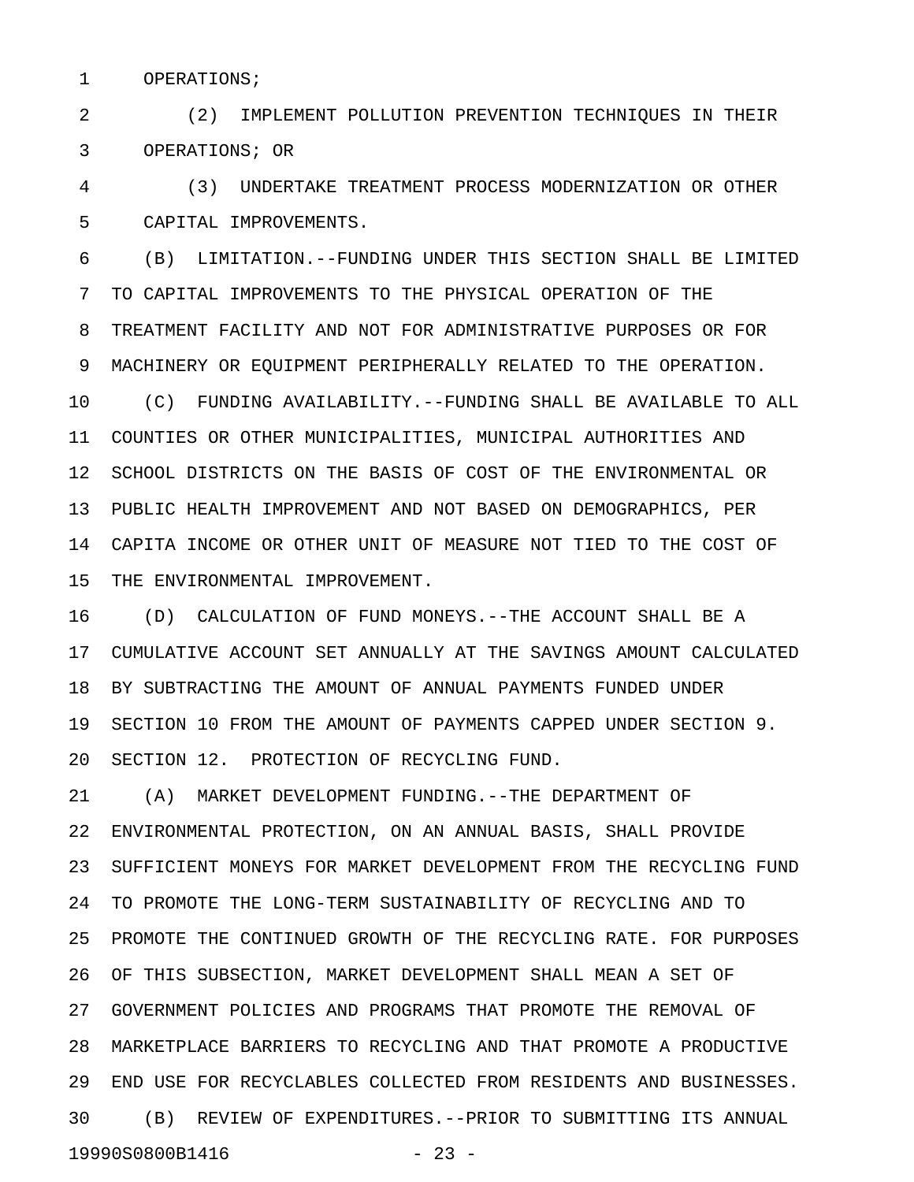OPERATIONS;

(2) IMPLEMENT POLLUTION PREVENTION TECHNIQUES IN THEIR OPERATIONS; OR

(3) UNDERTAKE TREATMENT PROCESS MODERNIZATION OR OTHER CAPITAL IMPROVEMENTS.

(B) LIMITATION.--FUNDING UNDER THIS SECTION SHALL BE LIMITED TO CAPITAL IMPROVEMENTS TO THE PHYSICAL OPERATION OF THE TREATMENT FACILITY AND NOT FOR ADMINISTRATIVE PURPOSES OR FOR MACHINERY OR EQUIPMENT PERIPHERALLY RELATED TO THE OPERATION.

(C) FUNDING AVAILABILITY.--FUNDING SHALL BE AVAILABLE TO ALL COUNTIES OR OTHER MUNICIPALITIES, MUNICIPAL AUTHORITIES AND SCHOOL DISTRICTS ON THE BASIS OF COST OF THE ENVIRONMENTAL OR PUBLIC HEALTH IMPROVEMENT AND NOT BASED ON DEMOGRAPHICS, PER CAPITA INCOME OR OTHER UNIT OF MEASURE NOT TIED TO THE COST OF THE ENVIRONMENTAL IMPROVEMENT.

(D) CALCULATION OF FUND MONEYS.--THE ACCOUNT SHALL BE A CUMULATIVE ACCOUNT SET ANNUALLY AT THE SAVINGS AMOUNT CALCULATED BY SUBTRACTING THE AMOUNT OF ANNUAL PAYMENTS FUNDED UNDER SECTION 10 FROM THE AMOUNT OF PAYMENTS CAPPED UNDER SECTION 9.

SECTION 12. PROTECTION OF RECYCLING FUND.

(A) MARKET DEVELOPMENT FUNDING.--THE DEPARTMENT OF ENVIRONMENTAL PROTECTION, ON AN ANNUAL BASIS, SHALL PROVIDE SUFFICIENT MONEYS FOR MARKET DEVELOPMENT FROM THE RECYCLING FUND TO PROMOTE THE LONG-TERM SUSTAINABILITY OF RECYCLING AND TO PROMOTE THE CONTINUED GROWTH OF THE RECYCLING RATE. FOR PURPOSES OF THIS SUBSECTION, MARKET DEVELOPMENT SHALL MEAN A SET OF GOVERNMENT POLICIES AND PROGRAMS THAT PROMOTE THE REMOVAL OF MARKETPLACE BARRIERS TO RECYCLING AND THAT PROMOTE A PRODUCTIVE END USE FOR RECYCLABLES COLLECTED FROM RESIDENTS AND BUSINESSES.

(B) REVIEW OF EXPENDITURES.--PRIOR TO SUBMITTING ITS ANNUAL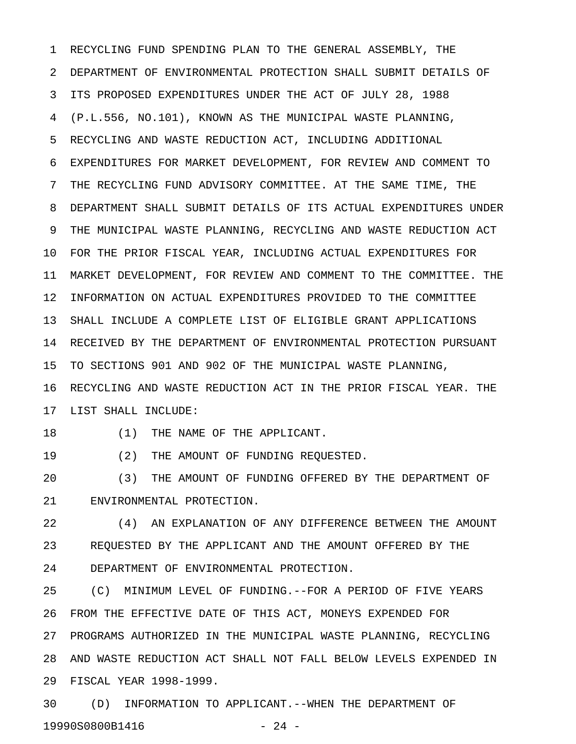RECYCLING FUND SPENDING PLAN TO THE GENERAL ASSEMBLY, THE DEPARTMENT OF ENVIRONMENTAL PROTECTION SHALL SUBMIT DETAILS OF ITS PROPOSED EXPENDITURES UNDER THE ACT OF JULY 28, 1988 (P.L.556, NO.101), KNOWN AS THE MUNICIPAL WASTE PLANNING, RECYCLING AND WASTE REDUCTION ACT, INCLUDING ADDITIONAL EXPENDITURES FOR MARKET DEVELOPMENT, FOR REVIEW AND COMMENT TO THE RECYCLING FUND ADVISORY COMMITTEE. AT THE SAME TIME, THE DEPARTMENT SHALL SUBMIT DETAILS OF ITS ACTUAL EXPENDITURES UNDER THE MUNICIPAL WASTE PLANNING, RECYCLING AND WASTE REDUCTION ACT FOR THE PRIOR FISCAL YEAR, INCLUDING ACTUAL EXPENDITURES FOR MARKET DEVELOPMENT, FOR REVIEW AND COMMENT TO THE COMMITTEE. THE INFORMATION ON ACTUAL EXPENDITURES PROVIDED TO THE COMMITTEE SHALL INCLUDE A COMPLETE LIST OF ELIGIBLE GRANT APPLICATIONS RECEIVED BY THE DEPARTMENT OF ENVIRONMENTAL PROTECTION PURSUANT TO SECTIONS 901 AND 902 OF THE MUNICIPAL WASTE PLANNING, RECYCLING AND WASTE REDUCTION ACT IN THE PRIOR FISCAL YEAR. THE LIST SHALL INCLUDE:

(1) THE NAME OF THE APPLICANT.

(2) THE AMOUNT OF FUNDING REQUESTED.

(3) THE AMOUNT OF FUNDING OFFERED BY THE DEPARTMENT OF ENVIRONMENTAL PROTECTION.

(4) AN EXPLANATION OF ANY DIFFERENCE BETWEEN THE AMOUNT REQUESTED BY THE APPLICANT AND THE AMOUNT OFFERED BY THE DEPARTMENT OF ENVIRONMENTAL PROTECTION.

(C) MINIMUM LEVEL OF FUNDING.--FOR A PERIOD OF FIVE YEARS FROM THE EFFECTIVE DATE OF THIS ACT, MONEYS EXPENDED FOR PROGRAMS AUTHORIZED IN THE MUNICIPAL WASTE PLANNING, RECYCLING AND WASTE REDUCTION ACT SHALL NOT FALL BELOW LEVELS EXPENDED IN FISCAL YEAR 1998-1999.

(D) INFORMATION TO APPLICANT.--WHEN THE DEPARTMENT OF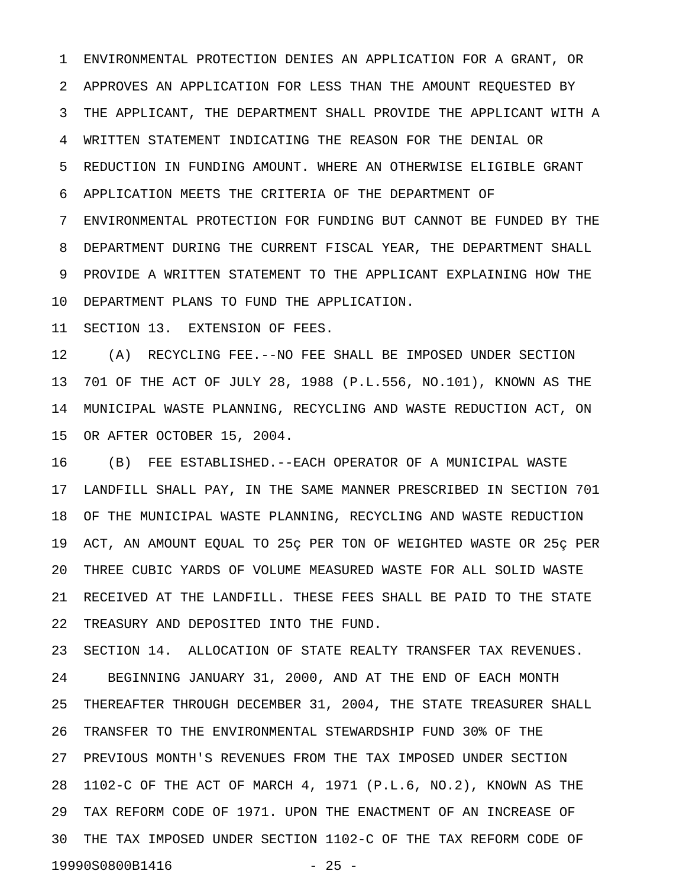ENVIRONMENTAL PROTECTION DENIES AN APPLICATION FOR A GRANT, OR APPROVES AN APPLICATION FOR LESS THAN THE AMOUNT REQUESTED BY THE APPLICANT, THE DEPARTMENT SHALL PROVIDE THE APPLICANT WITH A WRITTEN STATEMENT INDICATING THE REASON FOR THE DENIAL OR REDUCTION IN FUNDING AMOUNT. WHERE AN OTHERWISE ELIGIBLE GRANT APPLICATION MEETS THE CRITERIA OF THE DEPARTMENT OF ENVIRONMENTAL PROTECTION FOR FUNDING BUT CANNOT BE FUNDED BY THE DEPARTMENT DURING THE CURRENT FISCAL YEAR, THE DEPARTMENT SHALL PROVIDE A WRITTEN STATEMENT TO THE APPLICANT EXPLAINING HOW THE DEPARTMENT PLANS TO FUND THE APPLICATION.

SECTION 13. EXTENSION OF FEES.

(A) RECYCLING FEE.--NO FEE SHALL BE IMPOSED UNDER SECTION 701 OF THE ACT OF JULY 28, 1988 (P.L.556, NO.101), KNOWN AS THE MUNICIPAL WASTE PLANNING, RECYCLING AND WASTE REDUCTION ACT, ON OR AFTER OCTOBER 15, 2004.

(B) FEE ESTABLISHED.--EACH OPERATOR OF A MUNICIPAL WASTE LANDFILL SHALL PAY, IN THE SAME MANNER PRESCRIBED IN SECTION 701 OF THE MUNICIPAL WASTE PLANNING, RECYCLING AND WASTE REDUCTION ACT, AN AMOUNT EQUAL TO 25ç PER TON OF WEIGHTED WASTE OR 25ç PER THREE CUBIC YARDS OF VOLUME MEASURED WASTE FOR ALL SOLID WASTE RECEIVED AT THE LANDFILL. THESE FEES SHALL BE PAID TO THE STATE TREASURY AND DEPOSITED INTO THE FUND.

SECTION 14. ALLOCATION OF STATE REALTY TRANSFER TAX REVENUES.

BEGINNING JANUARY 31, 2000, AND AT THE END OF EACH MONTH THEREAFTER THROUGH DECEMBER 31, 2004, THE STATE TREASURER SHALL TRANSFER TO THE ENVIRONMENTAL STEWARDSHIP FUND 30% OF THE PREVIOUS MONTH'S REVENUES FROM THE TAX IMPOSED UNDER SECTION 1102-C OF THE ACT OF MARCH 4, 1971 (P.L.6, NO.2), KNOWN AS THE TAX REFORM CODE OF 1971. UPON THE ENACTMENT OF AN INCREASE OF THE TAX IMPOSED UNDER SECTION 1102-C OF THE TAX REFORM CODE OF

19990S0800B1416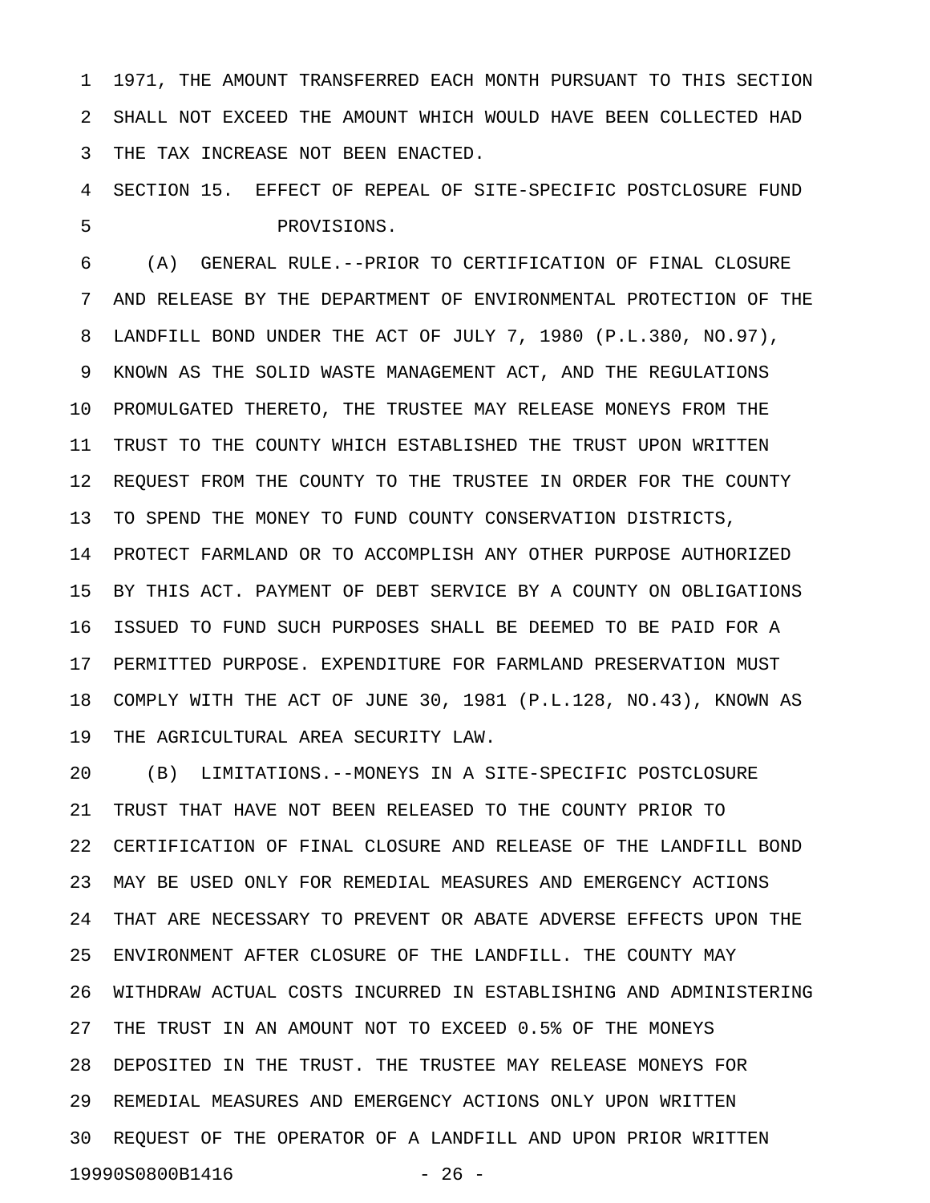1971, THE AMOUNT TRANSFERRED EACH MONTH PURSUANT TO THIS SECTION SHALL NOT EXCEED THE AMOUNT WHICH WOULD HAVE BEEN COLLECTED HAD THE TAX INCREASE NOT BEEN ENACTED.

SECTION 15. EFFECT OF REPEAL OF SITE-SPECIFIC POSTCLOSURE FUND PROVISIONS.

(A) GENERAL RULE.--PRIOR TO CERTIFICATION OF FINAL CLOSURE AND RELEASE BY THE DEPARTMENT OF ENVIRONMENTAL PROTECTION OF THE LANDFILL BOND UNDER THE ACT OF JULY 7, 1980 (P.L.380, NO.97), KNOWN AS THE SOLID WASTE MANAGEMENT ACT, AND THE REGULATIONS PROMULGATED THERETO, THE TRUSTEE MAY RELEASE MONEYS FROM THE TRUST TO THE COUNTY WHICH ESTABLISHED THE TRUST UPON WRITTEN REQUEST FROM THE COUNTY TO THE TRUSTEE IN ORDER FOR THE COUNTY TO SPEND THE MONEY TO FUND COUNTY CONSERVATION DISTRICTS, PROTECT FARMLAND OR TO ACCOMPLISH ANY OTHER PURPOSE AUTHORIZED BY THIS ACT. PAYMENT OF DEBT SERVICE BY A COUNTY ON OBLIGATIONS ISSUED TO FUND SUCH PURPOSES SHALL BE DEEMED TO BE PAID FOR A PERMITTED PURPOSE. EXPENDITURE FOR FARMLAND PRESERVATION MUST COMPLY WITH THE ACT OF JUNE 30, 1981 (P.L.128, NO.43), KNOWN AS THE AGRICULTURAL AREA SECURITY LAW.

(B) LIMITATIONS.--MONEYS IN A SITE-SPECIFIC POSTCLOSURE TRUST THAT HAVE NOT BEEN RELEASED TO THE COUNTY PRIOR TO CERTIFICATION OF FINAL CLOSURE AND RELEASE OF THE LANDFILL BOND MAY BE USED ONLY FOR REMEDIAL MEASURES AND EMERGENCY ACTIONS THAT ARE NECESSARY TO PREVENT OR ABATE ADVERSE EFFECTS UPON THE ENVIRONMENT AFTER CLOSURE OF THE LANDFILL. THE COUNTY MAY WITHDRAW ACTUAL COSTS INCURRED IN ESTABLISHING AND ADMINISTERING THE TRUST IN AN AMOUNT NOT TO EXCEED 0.5% OF THE MONEYS DEPOSITED IN THE TRUST. THE TRUSTEE MAY RELEASE MONEYS FOR REMEDIAL MEASURES AND EMERGENCY ACTIONS ONLY UPON WRITTEN REQUEST OF THE OPERATOR OF A LANDFILL AND UPON PRIOR WRITTEN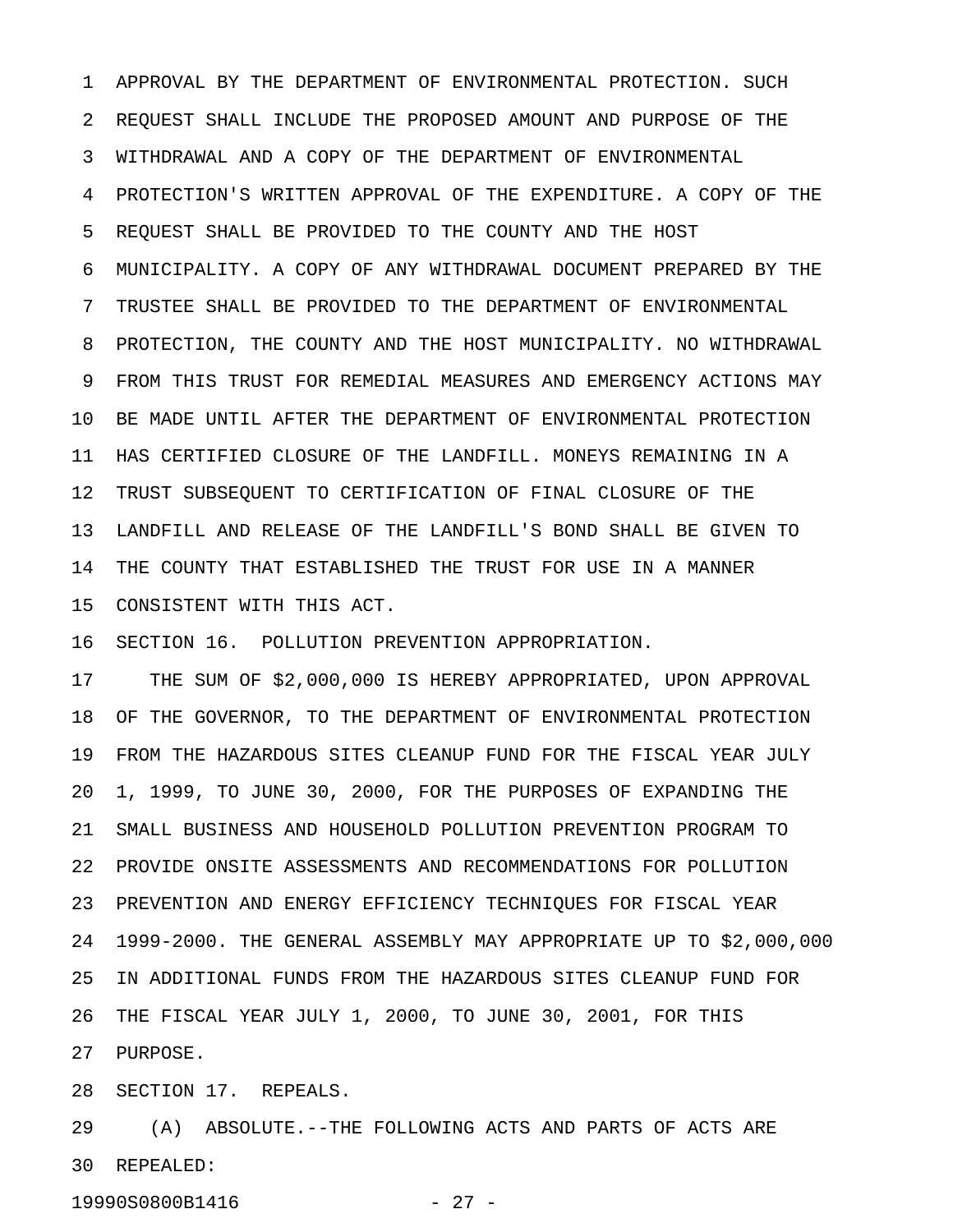APPROVAL BY THE DEPARTMENT OF ENVIRONMENTAL PROTECTION. SUCH REQUEST SHALL INCLUDE THE PROPOSED AMOUNT AND PURPOSE OF THE WITHDRAWAL AND A COPY OF THE DEPARTMENT OF ENVIRONMENTAL PROTECTION'S WRITTEN APPROVAL OF THE EXPENDITURE. A COPY OF THE REQUEST SHALL BE PROVIDED TO THE COUNTY AND THE HOST MUNICIPALITY. A COPY OF ANY WITHDRAWAL DOCUMENT PREPARED BY THE TRUSTEE SHALL BE PROVIDED TO THE DEPARTMENT OF ENVIRONMENTAL PROTECTION, THE COUNTY AND THE HOST MUNICIPALITY. NO WITHDRAWAL FROM THIS TRUST FOR REMEDIAL MEASURES AND EMERGENCY ACTIONS MAY BE MADE UNTIL AFTER THE DEPARTMENT OF ENVIRONMENTAL PROTECTION HAS CERTIFIED CLOSURE OF THE LANDFILL. MONEYS REMAINING IN A TRUST SUBSEQUENT TO CERTIFICATION OF FINAL CLOSURE OF THE LANDFILL AND RELEASE OF THE LANDFILL'S BOND SHALL BE GIVEN TO THE COUNTY THAT ESTABLISHED THE TRUST FOR USE IN A MANNER CONSISTENT WITH THIS ACT.

SECTION 16. POLLUTION PREVENTION APPROPRIATION.

THE SUM OF $2,000,000 IS HEREBY APPROPRIATED, UPON APPROVAL OF THE GOVERNOR, TO THE DEPARTMENT OF ENVIRONMENTAL PROTECTION FROM THE HAZARDOUS SITES CLEANUP FUND FOR THE FISCAL YEAR JULY 1, 1999, TO JUNE 30, 2000, FOR THE PURPOSES OF EXPANDING THE SMALL BUSINESS AND HOUSEHOLD POLLUTION PREVENTION PROGRAM TO PROVIDE ONSITE ASSESSMENTS AND RECOMMENDATIONS FOR POLLUTION PREVENTION AND ENERGY EFFICIENCY TECHNIQUES FOR FISCAL YEAR 1999-2000. THE GENERAL ASSEMBLY MAY APPROPRIATE UP TO $2,000,000 IN ADDITIONAL FUNDS FROM THE HAZARDOUS SITES CLEANUP FUND FOR THE FISCAL YEAR JULY 1, 2000, TO JUNE 30, 2001, FOR THIS PURPOSE.

SECTION 17. REPEALS.

(A) ABSOLUTE.--THE FOLLOWING ACTS AND PARTS OF ACTS ARE REPEALED: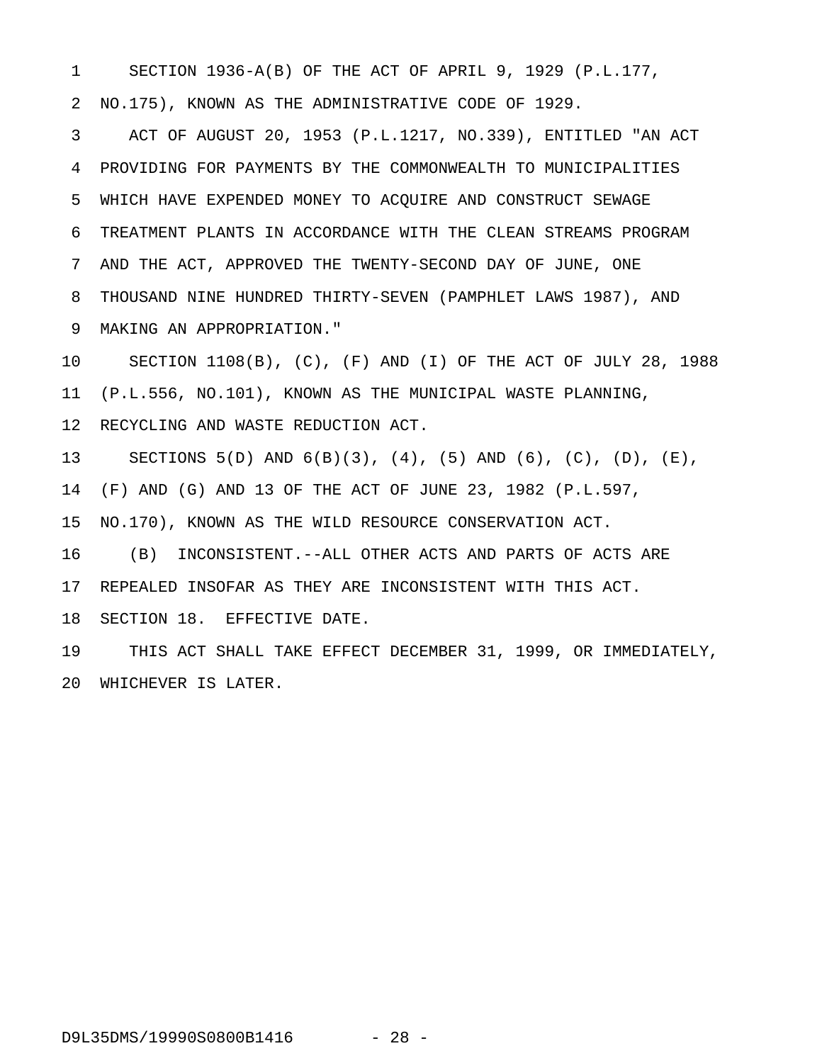SECTION 1936-A(B) OF THE ACT OF APRIL 9, 1929 (P.L.177, NO.175), KNOWN AS THE ADMINISTRATIVE CODE OF 1929.

ACT OF AUGUST 20, 1953 (P.L.1217, NO.339), ENTITLED "AN ACT PROVIDING FOR PAYMENTS BY THE COMMONWEALTH TO MUNICIPALITIES WHICH HAVE EXPENDED MONEY TO ACQUIRE AND CONSTRUCT SEWAGE TREATMENT PLANTS IN ACCORDANCE WITH THE CLEAN STREAMS PROGRAM AND THE ACT, APPROVED THE TWENTY-SECOND DAY OF JUNE, ONE THOUSAND NINE HUNDRED THIRTY-SEVEN (PAMPHLET LAWS 1987), AND MAKING AN APPROPRIATION."

SECTION 1108(B), (C), (F) AND (I) OF THE ACT OF JULY 28, 1988 (P.L.556, NO.101), KNOWN AS THE MUNICIPAL WASTE PLANNING, RECYCLING AND WASTE REDUCTION ACT.

SECTIONS 5(D) AND 6(B)(3), (4), (5) AND (6), (C), (D), (E), (F) AND (G) AND 13 OF THE ACT OF JUNE 23, 1982 (P.L.597, NO.170), KNOWN AS THE WILD RESOURCE CONSERVATION ACT.

(B) INCONSISTENT.--ALL OTHER ACTS AND PARTS OF ACTS ARE REPEALED INSOFAR AS THEY ARE INCONSISTENT WITH THIS ACT.

SECTION 18. EFFECTIVE DATE.

THIS ACT SHALL TAKE EFFECT DECEMBER 31, 1999, OR IMMEDIATELY, WHICHEVER IS LATER.